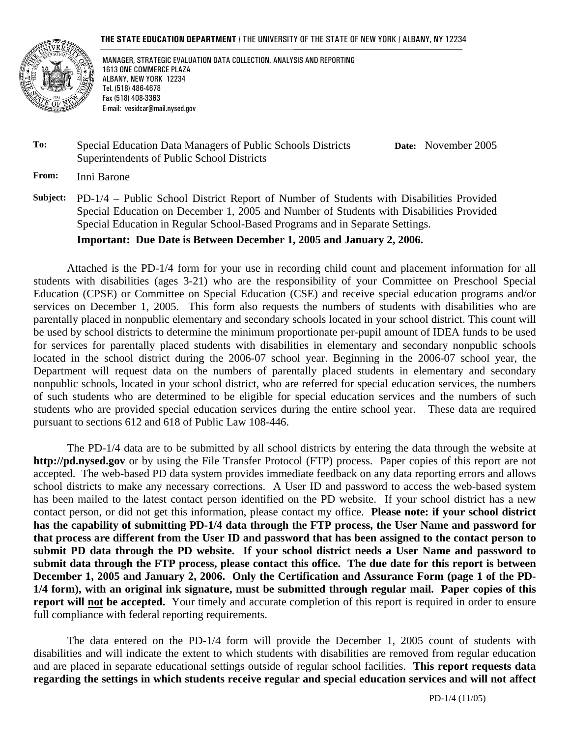**THE STATE EDUCATION DEPARTMENT** / THE UNIVERSITY OF THE STATE OF NEW YORK / ALBANY, NY 12234

MANAGER, STRATEGIC EVALUATION DATA COLLECTION, ANALYSIS AND REPORTING
1613 ONE COMMERCE PLAZA
ALBANY, NEW YORK 12234
Tel. (518) 486-4678
Fax (518) 408-3363
E-mail: vesidcar@mail.nysed.gov

**To:** Special Education Data Managers of Public Schools Districts
Superintendents of Public School Districts

**Date:** November 2005

**From:** Inni Barone

**Subject:** PD-1/4 – Public School District Report of Number of Students with Disabilities Provided Special Education on December 1, 2005 and Number of Students with Disabilities Provided Special Education in Regular School-Based Programs and in Separate Settings.

**Important: Due Date is Between December 1, 2005 and January 2, 2006.**

Attached is the PD-1/4 form for your use in recording child count and placement information for all students with disabilities (ages 3-21) who are the responsibility of your Committee on Preschool Special Education (CPSE) or Committee on Special Education (CSE) and receive special education programs and/or services on December 1, 2005. This form also requests the numbers of students with disabilities who are parentally placed in nonpublic elementary and secondary schools located in your school district. This count will be used by school districts to determine the minimum proportionate per-pupil amount of IDEA funds to be used for services for parentally placed students with disabilities in elementary and secondary nonpublic schools located in the school district during the 2006-07 school year. Beginning in the 2006-07 school year, the Department will request data on the numbers of parentally placed students in elementary and secondary nonpublic schools, located in your school district, who are referred for special education services, the numbers of such students who are determined to be eligible for special education services and the numbers of such students who are provided special education services during the entire school year. These data are required pursuant to sections 612 and 618 of Public Law 108-446.

The PD-1/4 data are to be submitted by all school districts by entering the data through the website at **http://pd.nysed.gov** or by using the File Transfer Protocol (FTP) process. Paper copies of this report are not accepted. The web-based PD data system provides immediate feedback on any data reporting errors and allows school districts to make any necessary corrections. A User ID and password to access the web-based system has been mailed to the latest contact person identified on the PD website. If your school district has a new contact person, or did not get this information, please contact my office. **Please note: if your school district has the capability of submitting PD-1/4 data through the FTP process, the User Name and password for that process are different from the User ID and password that has been assigned to the contact person to submit PD data through the PD website. If your school district needs a User Name and password to submit data through the FTP process, please contact this office. The due date for this report is between December 1, 2005 and January 2, 2006. Only the Certification and Assurance Form (page 1 of the PD-1/4 form), with an original ink signature, must be submitted through regular mail. Paper copies of this report will <u>not</u> be accepted.** Your timely and accurate completion of this report is required in order to ensure full compliance with federal reporting requirements.

The data entered on the PD-1/4 form will provide the December 1, 2005 count of students with disabilities and will indicate the extent to which students with disabilities are removed from regular education and are placed in separate educational settings outside of regular school facilities. **This report requests data regarding the settings in which students receive regular and special education services and will not affect**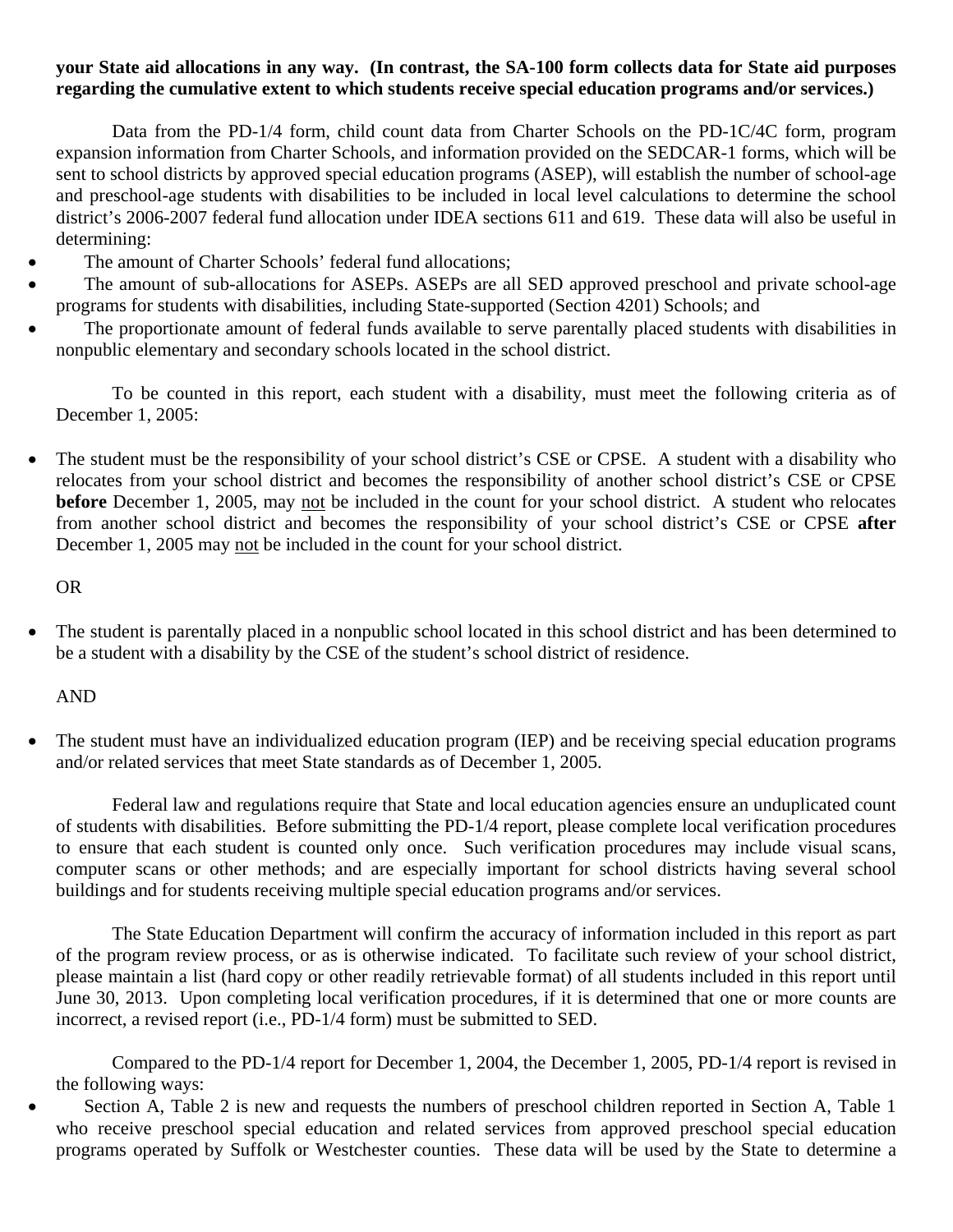**your State aid allocations in any way. (In contrast, the SA-100 form collects data for State aid purposes regarding the cumulative extent to which students receive special education programs and/or services.)**

Data from the PD-1/4 form, child count data from Charter Schools on the PD-1C/4C form, program expansion information from Charter Schools, and information provided on the SEDCAR-1 forms, which will be sent to school districts by approved special education programs (ASEP), will establish the number of school-age and preschool-age students with disabilities to be included in local level calculations to determine the school district's 2006-2007 federal fund allocation under IDEA sections 611 and 619. These data will also be useful in determining:

- The amount of Charter Schools' federal fund allocations;
- The amount of sub-allocations for ASEPs. ASEPs are all SED approved preschool and private school-age programs for students with disabilities, including State-supported (Section 4201) Schools; and
- The proportionate amount of federal funds available to serve parentally placed students with disabilities in nonpublic elementary and secondary schools located in the school district.

To be counted in this report, each student with a disability, must meet the following criteria as of December 1, 2005:

- The student must be the responsibility of your school district's CSE or CPSE. A student with a disability who relocates from your school district and becomes the responsibility of another school district's CSE or CPSE **before** December 1, 2005, may not be included in the count for your school district. A student who relocates from another school district and becomes the responsibility of your school district's CSE or CPSE **after** December 1, 2005 may not be included in the count for your school district.

OR

- The student is parentally placed in a nonpublic school located in this school district and has been determined to be a student with a disability by the CSE of the student's school district of residence.

AND

- The student must have an individualized education program (IEP) and be receiving special education programs and/or related services that meet State standards as of December 1, 2005.

Federal law and regulations require that State and local education agencies ensure an unduplicated count of students with disabilities. Before submitting the PD-1/4 report, please complete local verification procedures to ensure that each student is counted only once. Such verification procedures may include visual scans, computer scans or other methods; and are especially important for school districts having several school buildings and for students receiving multiple special education programs and/or services.

The State Education Department will confirm the accuracy of information included in this report as part of the program review process, or as is otherwise indicated. To facilitate such review of your school district, please maintain a list (hard copy or other readily retrievable format) of all students included in this report until June 30, 2013. Upon completing local verification procedures, if it is determined that one or more counts are incorrect, a revised report (i.e., PD-1/4 form) must be submitted to SED.

Compared to the PD-1/4 report for December 1, 2004, the December 1, 2005, PD-1/4 report is revised in the following ways:

- Section A, Table 2 is new and requests the numbers of preschool children reported in Section A, Table 1 who receive preschool special education and related services from approved preschool special education programs operated by Suffolk or Westchester counties. These data will be used by the State to determine a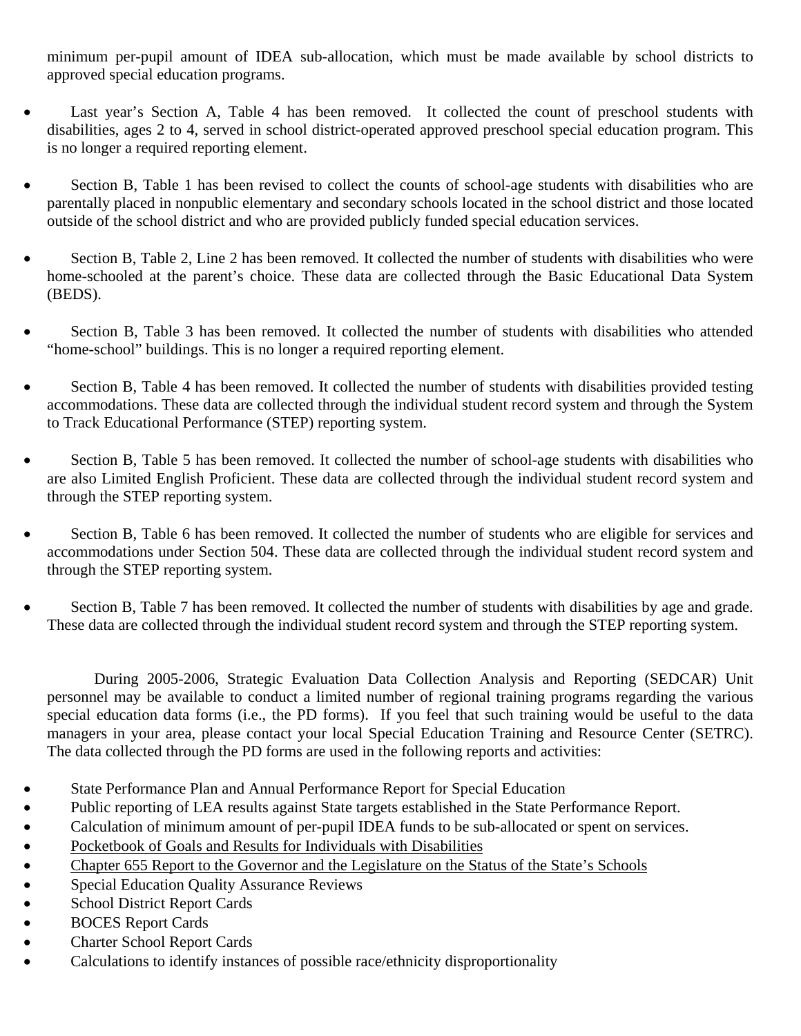minimum per-pupil amount of IDEA sub-allocation, which must be made available by school districts to approved special education programs.

- Last year's Section A, Table 4 has been removed. It collected the count of preschool students with disabilities, ages 2 to 4, served in school district-operated approved preschool special education program. This is no longer a required reporting element.

- Section B, Table 1 has been revised to collect the counts of school-age students with disabilities who are parentally placed in nonpublic elementary and secondary schools located in the school district and those located outside of the school district and who are provided publicly funded special education services.

- Section B, Table 2, Line 2 has been removed. It collected the number of students with disabilities who were home-schooled at the parent's choice. These data are collected through the Basic Educational Data System (BEDS).

- Section B, Table 3 has been removed. It collected the number of students with disabilities who attended "home-school" buildings. This is no longer a required reporting element.

- Section B, Table 4 has been removed. It collected the number of students with disabilities provided testing accommodations. These data are collected through the individual student record system and through the System to Track Educational Performance (STEP) reporting system.

- Section B, Table 5 has been removed. It collected the number of school-age students with disabilities who are also Limited English Proficient. These data are collected through the individual student record system and through the STEP reporting system.

- Section B, Table 6 has been removed. It collected the number of students who are eligible for services and accommodations under Section 504. These data are collected through the individual student record system and through the STEP reporting system.

- Section B, Table 7 has been removed. It collected the number of students with disabilities by age and grade. These data are collected through the individual student record system and through the STEP reporting system.

During 2005-2006, Strategic Evaluation Data Collection Analysis and Reporting (SEDCAR) Unit personnel may be available to conduct a limited number of regional training programs regarding the various special education data forms (i.e., the PD forms). If you feel that such training would be useful to the data managers in your area, please contact your local Special Education Training and Resource Center (SETRC). The data collected through the PD forms are used in the following reports and activities:

- State Performance Plan and Annual Performance Report for Special Education
- Public reporting of LEA results against State targets established in the State Performance Report.
- Calculation of minimum amount of per-pupil IDEA funds to be sub-allocated or spent on services.
- <u>Pocketbook of Goals and Results for Individuals with Disabilities</u>
- <u>Chapter 655 Report to the Governor and the Legislature on the Status of the State's Schools</u>
- Special Education Quality Assurance Reviews
- School District Report Cards
- BOCES Report Cards
- Charter School Report Cards
- Calculations to identify instances of possible race/ethnicity disproportionality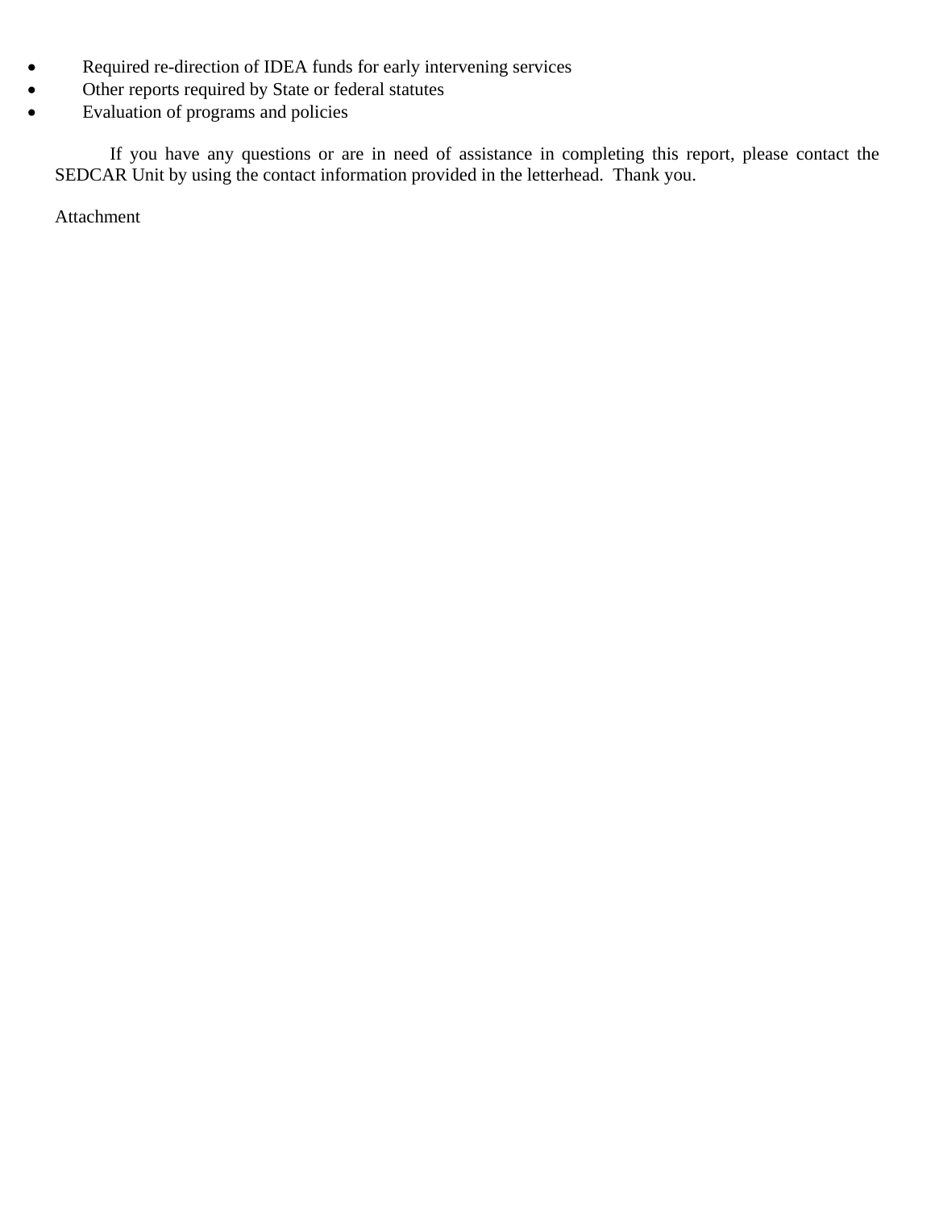- Required re-direction of IDEA funds for early intervening services
- Other reports required by State or federal statutes
- Evaluation of programs and policies

If you have any questions or are in need of assistance in completing this report, please contact the SEDCAR Unit by using the contact information provided in the letterhead. Thank you.

Attachment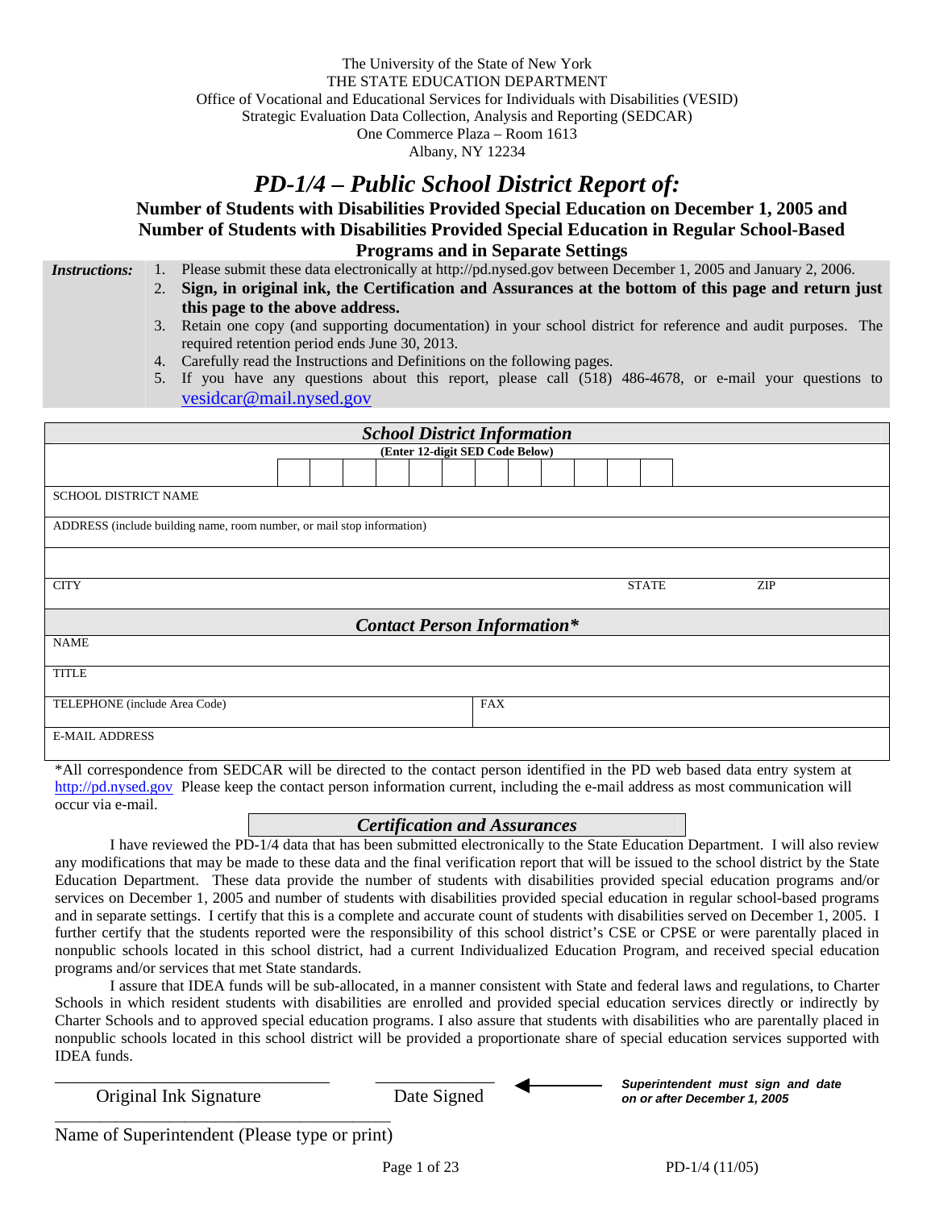The University of the State of New York
THE STATE EDUCATION DEPARTMENT
Office of Vocational and Educational Services for Individuals with Disabilities (VESID)
Strategic Evaluation Data Collection, Analysis and Reporting (SEDCAR)
One Commerce Plaza – Room 1613
Albany, NY 12234

# *PD-1/4 – Public School District Report of:*

## Number of Students with Disabilities Provided Special Education on December 1, 2005 and Number of Students with Disabilities Provided Special Education in Regular School-Based Programs and in Separate Settings

***Instructions:***

1. Please submit these data electronically at http://pd.nysed.gov between December 1, 2005 and January 2, 2006.
2. **Sign, in original ink, the Certification and Assurances at the bottom of this page and return just this page to the above address.**
3. Retain one copy (and supporting documentation) in your school district for reference and audit purposes. The required retention period ends June 30, 2013.
4. Carefully read the Instructions and Definitions on the following pages.
5. If you have any questions about this report, please call (518) 486-4678, or e-mail your questions to vesidcar@mail.nysed.gov

### *School District Information*

**(Enter 12-digit SED Code Below)**

| | | | | | | | | | | | |
|---|---|---|---|---|---|---|---|---|---|---|---|
| | | | | | | | | | | | |

SCHOOL DISTRICT NAME

ADDRESS (include building name, room number, or mail stop information)

CITY &nbsp;&nbsp;&nbsp;&nbsp; STATE &nbsp;&nbsp;&nbsp;&nbsp; ZIP

### *Contact Person Information\**

NAME

TITLE

TELEPHONE (include Area Code) &nbsp;&nbsp;&nbsp;&nbsp; FAX

E-MAIL ADDRESS

\*All correspondence from SEDCAR will be directed to the contact person identified in the PD web based data entry system at http://pd.nysed.gov Please keep the contact person information current, including the e-mail address as most communication will occur via e-mail.

### *Certification and Assurances*

I have reviewed the PD-1/4 data that has been submitted electronically to the State Education Department. I will also review any modifications that may be made to these data and the final verification report that will be issued to the school district by the State Education Department. These data provide the number of students with disabilities provided special education programs and/or services on December 1, 2005 and number of students with disabilities provided special education in regular school-based programs and in separate settings. I certify that this is a complete and accurate count of students with disabilities served on December 1, 2005. I further certify that the students reported were the responsibility of this school district's CSE or CPSE or were parentally placed in nonpublic schools located in this school district, had a current Individualized Education Program, and received special education programs and/or services that met State standards.

I assure that IDEA funds will be sub-allocated, in a manner consistent with State and federal laws and regulations, to Charter Schools in which resident students with disabilities are enrolled and provided special education services directly or indirectly by Charter Schools and to approved special education programs. I also assure that students with disabilities who are parentally placed in nonpublic schools located in this school district will be provided a proportionate share of special education services supported with IDEA funds.

\_\_\_\_\_\_\_\_\_\_\_\_\_\_\_\_\_\_\_\_\_\_\_\_\_\_\_\_ &nbsp;&nbsp;&nbsp; \_\_\_\_\_\_\_\_\_\_\_\_
Original Ink Signature &nbsp;&nbsp;&nbsp; Date Signed &nbsp;&nbsp;&nbsp; ← ***Superintendent must sign and date on or after December 1, 2005***

\_\_\_\_\_\_\_\_\_\_\_\_\_\_\_\_\_\_\_\_\_\_\_\_\_\_\_\_\_\_\_\_\_\_\_\_
Name of Superintendent (Please type or print)

PD-1/4 (11/05)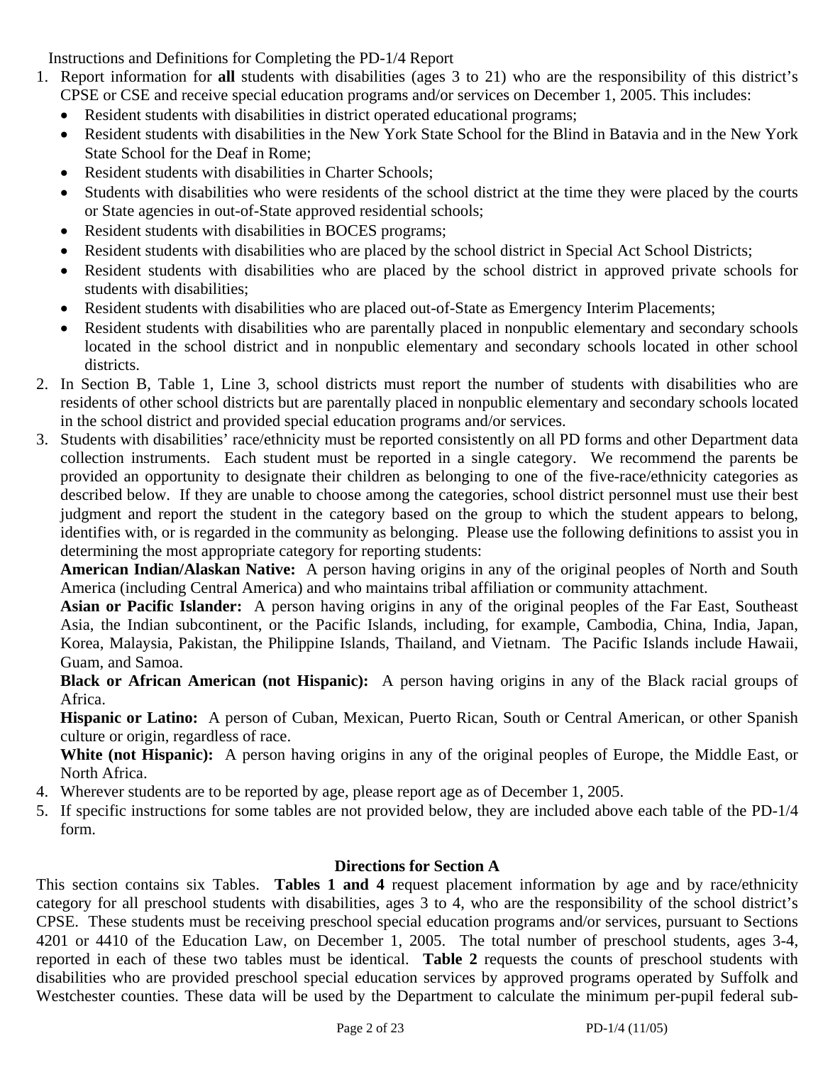Instructions and Definitions for Completing the PD-1/4 Report

1. Report information for **all** students with disabilities (ages 3 to 21) who are the responsibility of this district's CPSE or CSE and receive special education programs and/or services on December 1, 2005. This includes:
   - Resident students with disabilities in district operated educational programs;
   - Resident students with disabilities in the New York State School for the Blind in Batavia and in the New York State School for the Deaf in Rome;
   - Resident students with disabilities in Charter Schools;
   - Students with disabilities who were residents of the school district at the time they were placed by the courts or State agencies in out-of-State approved residential schools;
   - Resident students with disabilities in BOCES programs;
   - Resident students with disabilities who are placed by the school district in Special Act School Districts;
   - Resident students with disabilities who are placed by the school district in approved private schools for students with disabilities;
   - Resident students with disabilities who are placed out-of-State as Emergency Interim Placements;
   - Resident students with disabilities who are parentally placed in nonpublic elementary and secondary schools located in the school district and in nonpublic elementary and secondary schools located in other school districts.
2. In Section B, Table 1, Line 3, school districts must report the number of students with disabilities who are residents of other school districts but are parentally placed in nonpublic elementary and secondary schools located in the school district and provided special education programs and/or services.
3. Students with disabilities' race/ethnicity must be reported consistently on all PD forms and other Department data collection instruments. Each student must be reported in a single category. We recommend the parents be provided an opportunity to designate their children as belonging to one of the five-race/ethnicity categories as described below. If they are unable to choose among the categories, school district personnel must use their best judgment and report the student in the category based on the group to which the student appears to belong, identifies with, or is regarded in the community as belonging. Please use the following definitions to assist you in determining the most appropriate category for reporting students:

   **American Indian/Alaskan Native:** A person having origins in any of the original peoples of North and South America (including Central America) and who maintains tribal affiliation or community attachment.

   **Asian or Pacific Islander:** A person having origins in any of the original peoples of the Far East, Southeast Asia, the Indian subcontinent, or the Pacific Islands, including, for example, Cambodia, China, India, Japan, Korea, Malaysia, Pakistan, the Philippine Islands, Thailand, and Vietnam. The Pacific Islands include Hawaii, Guam, and Samoa.

   **Black or African American (not Hispanic):** A person having origins in any of the Black racial groups of Africa.

   **Hispanic or Latino:** A person of Cuban, Mexican, Puerto Rican, South or Central American, or other Spanish culture or origin, regardless of race.

   **White (not Hispanic):** A person having origins in any of the original peoples of Europe, the Middle East, or North Africa.
4. Wherever students are to be reported by age, please report age as of December 1, 2005.
5. If specific instructions for some tables are not provided below, they are included above each table of the PD-1/4 form.

## Directions for Section A

This section contains six Tables. **Tables 1 and 4** request placement information by age and by race/ethnicity category for all preschool students with disabilities, ages 3 to 4, who are the responsibility of the school district's CPSE. These students must be receiving preschool special education programs and/or services, pursuant to Sections 4201 or 4410 of the Education Law, on December 1, 2005. The total number of preschool students, ages 3-4, reported in each of these two tables must be identical. **Table 2** requests the counts of preschool students with disabilities who are provided preschool special education services by approved programs operated by Suffolk and Westchester counties. These data will be used by the Department to calculate the minimum per-pupil federal sub-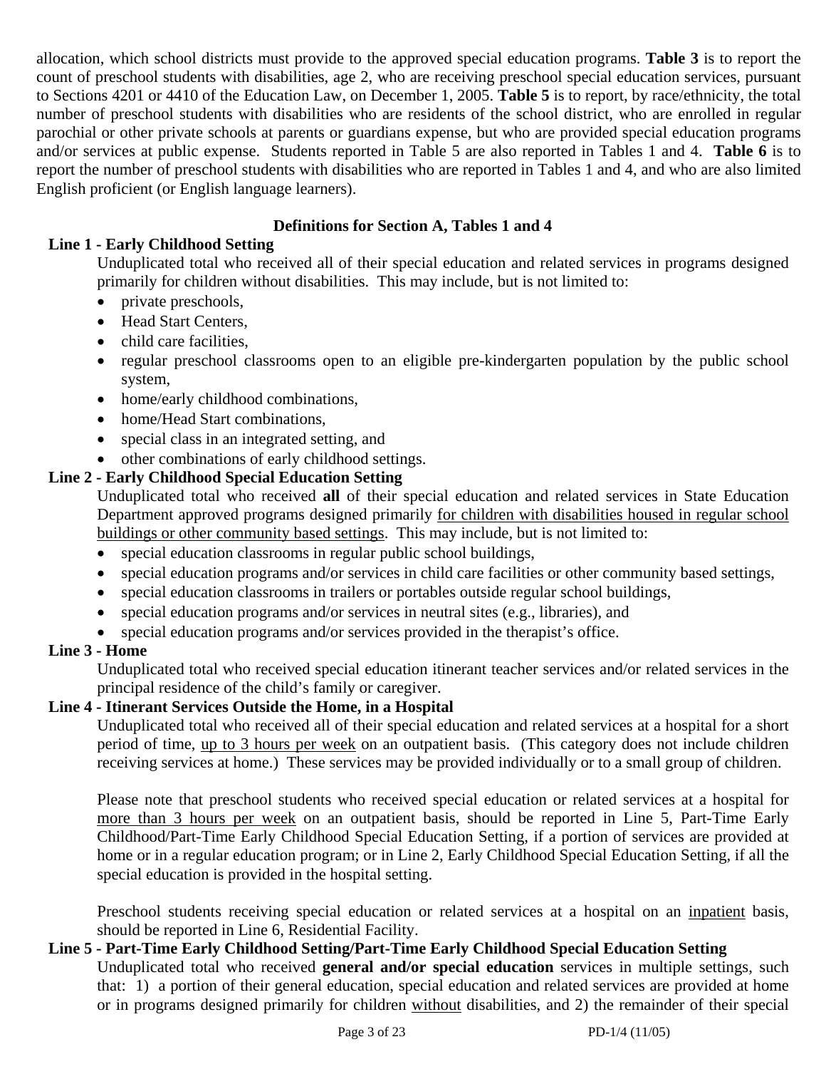allocation, which school districts must provide to the approved special education programs. **Table 3** is to report the count of preschool students with disabilities, age 2, who are receiving preschool special education services, pursuant to Sections 4201 or 4410 of the Education Law, on December 1, 2005. **Table 5** is to report, by race/ethnicity, the total number of preschool students with disabilities who are residents of the school district, who are enrolled in regular parochial or other private schools at parents or guardians expense, but who are provided special education programs and/or services at public expense. Students reported in Table 5 are also reported in Tables 1 and 4. **Table 6** is to report the number of preschool students with disabilities who are reported in Tables 1 and 4, and who are also limited English proficient (or English language learners).

**Definitions for Section A, Tables 1 and 4**

**Line 1 - Early Childhood Setting**

Unduplicated total who received all of their special education and related services in programs designed primarily for children without disabilities. This may include, but is not limited to:

- private preschools,
- Head Start Centers,
- child care facilities,
- regular preschool classrooms open to an eligible pre-kindergarten population by the public school system,
- home/early childhood combinations,
- home/Head Start combinations,
- special class in an integrated setting, and
- other combinations of early childhood settings.

**Line 2 - Early Childhood Special Education Setting**

Unduplicated total who received **all** of their special education and related services in State Education Department approved programs designed primarily for children with disabilities housed in regular school buildings or other community based settings. This may include, but is not limited to:

- special education classrooms in regular public school buildings,
- special education programs and/or services in child care facilities or other community based settings,
- special education classrooms in trailers or portables outside regular school buildings,
- special education programs and/or services in neutral sites (e.g., libraries), and
- special education programs and/or services provided in the therapist's office.

**Line 3 - Home**

Unduplicated total who received special education itinerant teacher services and/or related services in the principal residence of the child's family or caregiver.

**Line 4 - Itinerant Services Outside the Home, in a Hospital**

Unduplicated total who received all of their special education and related services at a hospital for a short period of time, up to 3 hours per week on an outpatient basis. (This category does not include children receiving services at home.) These services may be provided individually or to a small group of children.

Please note that preschool students who received special education or related services at a hospital for more than 3 hours per week on an outpatient basis, should be reported in Line 5, Part-Time Early Childhood/Part-Time Early Childhood Special Education Setting, if a portion of services are provided at home or in a regular education program; or in Line 2, Early Childhood Special Education Setting, if all the special education is provided in the hospital setting.

Preschool students receiving special education or related services at a hospital on an inpatient basis, should be reported in Line 6, Residential Facility.

**Line 5 - Part-Time Early Childhood Setting/Part-Time Early Childhood Special Education Setting**

Unduplicated total who received **general and/or special education** services in multiple settings, such that: 1) a portion of their general education, special education and related services are provided at home or in programs designed primarily for children without disabilities, and 2) the remainder of their special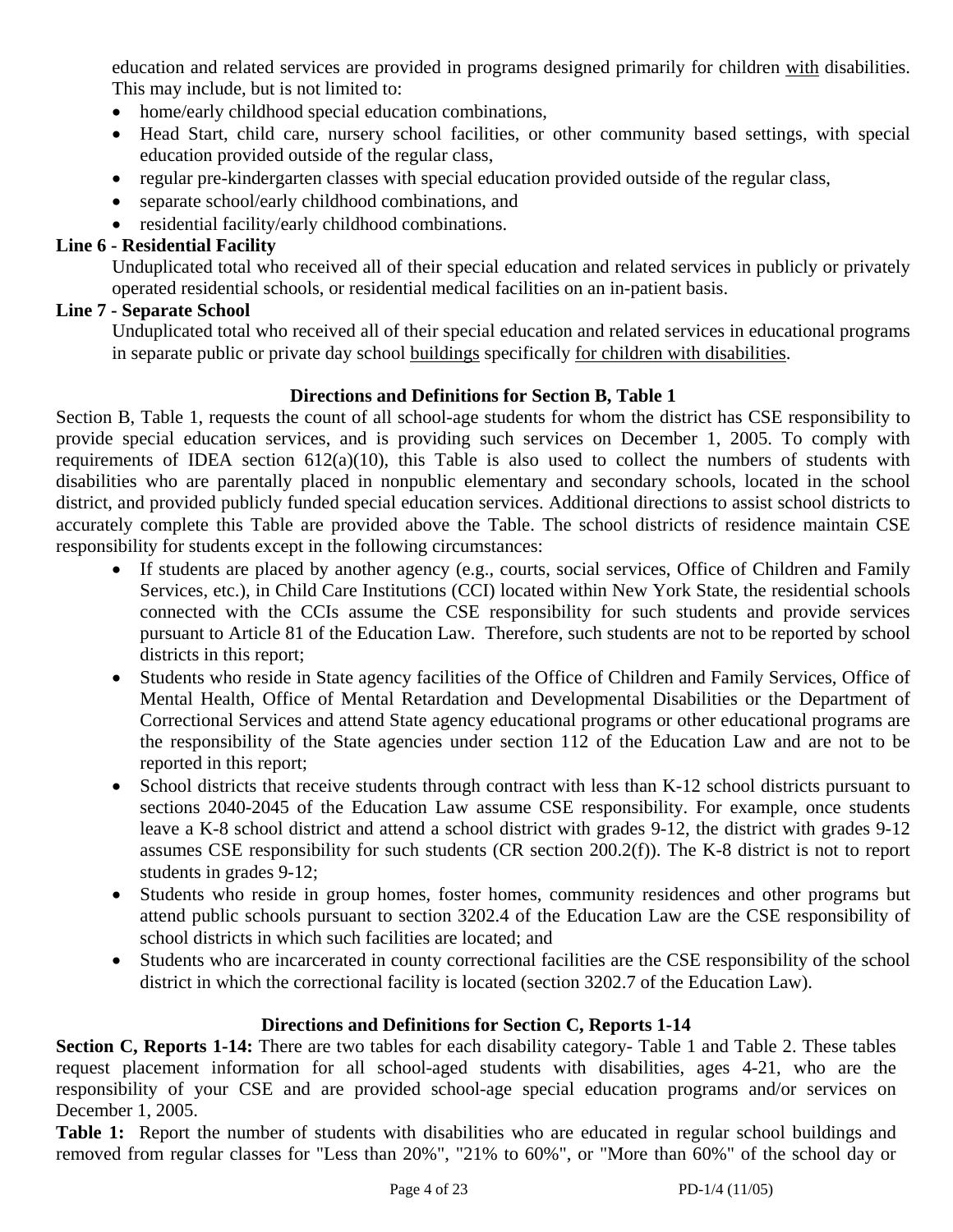education and related services are provided in programs designed primarily for children with disabilities. This may include, but is not limited to:

- home/early childhood special education combinations,
- Head Start, child care, nursery school facilities, or other community based settings, with special education provided outside of the regular class,
- regular pre-kindergarten classes with special education provided outside of the regular class,
- separate school/early childhood combinations, and
- residential facility/early childhood combinations.

**Line 6 - Residential Facility**

Unduplicated total who received all of their special education and related services in publicly or privately operated residential schools, or residential medical facilities on an in-patient basis.

**Line 7 - Separate School**

Unduplicated total who received all of their special education and related services in educational programs in separate public or private day school buildings specifically for children with disabilities.

### Directions and Definitions for Section B, Table 1

Section B, Table 1, requests the count of all school-age students for whom the district has CSE responsibility to provide special education services, and is providing such services on December 1, 2005. To comply with requirements of IDEA section 612(a)(10), this Table is also used to collect the numbers of students with disabilities who are parentally placed in nonpublic elementary and secondary schools, located in the school district, and provided publicly funded special education services. Additional directions to assist school districts to accurately complete this Table are provided above the Table. The school districts of residence maintain CSE responsibility for students except in the following circumstances:

- If students are placed by another agency (e.g., courts, social services, Office of Children and Family Services, etc.), in Child Care Institutions (CCI) located within New York State, the residential schools connected with the CCIs assume the CSE responsibility for such students and provide services pursuant to Article 81 of the Education Law. Therefore, such students are not to be reported by school districts in this report;
- Students who reside in State agency facilities of the Office of Children and Family Services, Office of Mental Health, Office of Mental Retardation and Developmental Disabilities or the Department of Correctional Services and attend State agency educational programs or other educational programs are the responsibility of the State agencies under section 112 of the Education Law and are not to be reported in this report;
- School districts that receive students through contract with less than K-12 school districts pursuant to sections 2040-2045 of the Education Law assume CSE responsibility. For example, once students leave a K-8 school district and attend a school district with grades 9-12, the district with grades 9-12 assumes CSE responsibility for such students (CR section 200.2(f)). The K-8 district is not to report students in grades 9-12;
- Students who reside in group homes, foster homes, community residences and other programs but attend public schools pursuant to section 3202.4 of the Education Law are the CSE responsibility of school districts in which such facilities are located; and
- Students who are incarcerated in county correctional facilities are the CSE responsibility of the school district in which the correctional facility is located (section 3202.7 of the Education Law).

### Directions and Definitions for Section C, Reports 1-14

**Section C, Reports 1-14:** There are two tables for each disability category- Table 1 and Table 2. These tables request placement information for all school-aged students with disabilities, ages 4-21, who are the responsibility of your CSE and are provided school-age special education programs and/or services on December 1, 2005.

**Table 1:** Report the number of students with disabilities who are educated in regular school buildings and removed from regular classes for "Less than 20%", "21% to 60%", or "More than 60%" of the school day or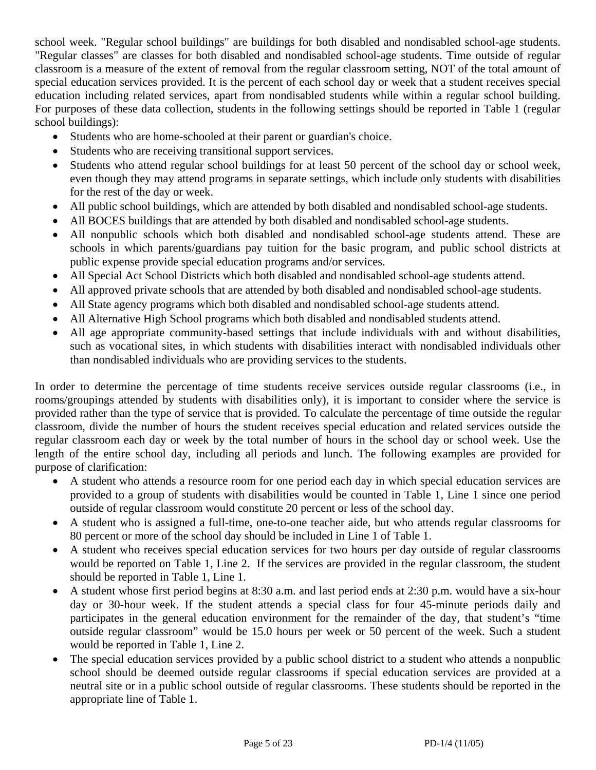school week. "Regular school buildings" are buildings for both disabled and nondisabled school-age students. "Regular classes" are classes for both disabled and nondisabled school-age students. Time outside of regular classroom is a measure of the extent of removal from the regular classroom setting, NOT of the total amount of special education services provided. It is the percent of each school day or week that a student receives special education including related services, apart from nondisabled students while within a regular school building. For purposes of these data collection, students in the following settings should be reported in Table 1 (regular school buildings):

- Students who are home-schooled at their parent or guardian's choice.
- Students who are receiving transitional support services.
- Students who attend regular school buildings for at least 50 percent of the school day or school week, even though they may attend programs in separate settings, which include only students with disabilities for the rest of the day or week.
- All public school buildings, which are attended by both disabled and nondisabled school-age students.
- All BOCES buildings that are attended by both disabled and nondisabled school-age students.
- All nonpublic schools which both disabled and nondisabled school-age students attend. These are schools in which parents/guardians pay tuition for the basic program, and public school districts at public expense provide special education programs and/or services.
- All Special Act School Districts which both disabled and nondisabled school-age students attend.
- All approved private schools that are attended by both disabled and nondisabled school-age students.
- All State agency programs which both disabled and nondisabled school-age students attend.
- All Alternative High School programs which both disabled and nondisabled students attend.
- All age appropriate community-based settings that include individuals with and without disabilities, such as vocational sites, in which students with disabilities interact with nondisabled individuals other than nondisabled individuals who are providing services to the students.

In order to determine the percentage of time students receive services outside regular classrooms (i.e., in rooms/groupings attended by students with disabilities only), it is important to consider where the service is provided rather than the type of service that is provided. To calculate the percentage of time outside the regular classroom, divide the number of hours the student receives special education and related services outside the regular classroom each day or week by the total number of hours in the school day or school week. Use the length of the entire school day, including all periods and lunch. The following examples are provided for purpose of clarification:

- A student who attends a resource room for one period each day in which special education services are provided to a group of students with disabilities would be counted in Table 1, Line 1 since one period outside of regular classroom would constitute 20 percent or less of the school day.
- A student who is assigned a full-time, one-to-one teacher aide, but who attends regular classrooms for 80 percent or more of the school day should be included in Line 1 of Table 1.
- A student who receives special education services for two hours per day outside of regular classrooms would be reported on Table 1, Line 2. If the services are provided in the regular classroom, the student should be reported in Table 1, Line 1.
- A student whose first period begins at 8:30 a.m. and last period ends at 2:30 p.m. would have a six-hour day or 30-hour week. If the student attends a special class for four 45-minute periods daily and participates in the general education environment for the remainder of the day, that student's "time outside regular classroom" would be 15.0 hours per week or 50 percent of the week. Such a student would be reported in Table 1, Line 2.
- The special education services provided by a public school district to a student who attends a nonpublic school should be deemed outside regular classrooms if special education services are provided at a neutral site or in a public school outside of regular classrooms. These students should be reported in the appropriate line of Table 1.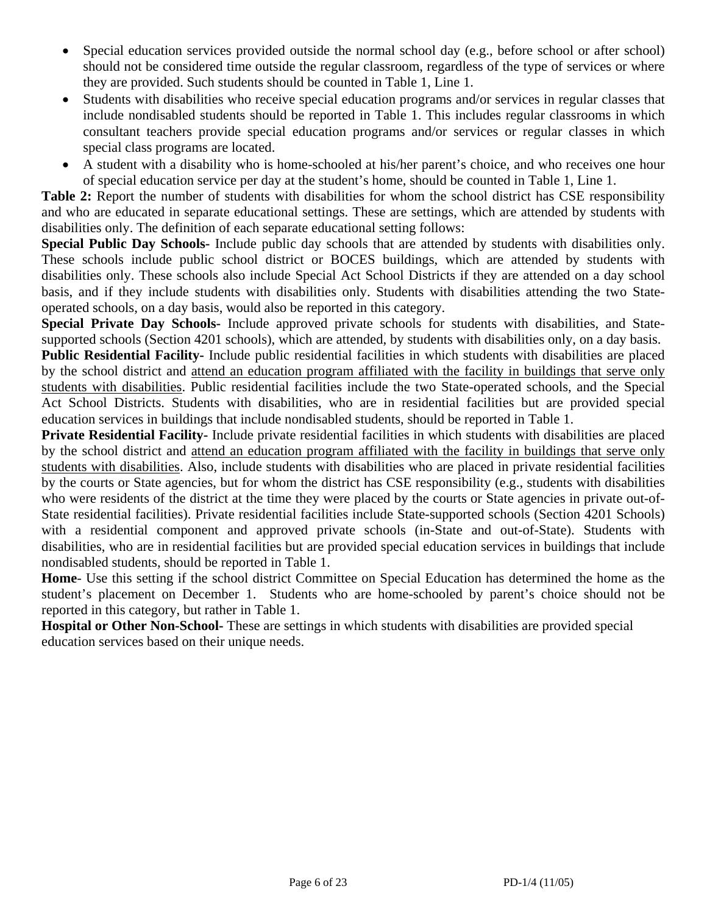- Special education services provided outside the normal school day (e.g., before school or after school) should not be considered time outside the regular classroom, regardless of the type of services or where they are provided. Such students should be counted in Table 1, Line 1.
- Students with disabilities who receive special education programs and/or services in regular classes that include nondisabled students should be reported in Table 1. This includes regular classrooms in which consultant teachers provide special education programs and/or services or regular classes in which special class programs are located.
- A student with a disability who is home-schooled at his/her parent's choice, and who receives one hour of special education service per day at the student's home, should be counted in Table 1, Line 1.

**Table 2:** Report the number of students with disabilities for whom the school district has CSE responsibility and who are educated in separate educational settings. These are settings, which are attended by students with disabilities only. The definition of each separate educational setting follows:

**Special Public Day Schools-** Include public day schools that are attended by students with disabilities only. These schools include public school district or BOCES buildings, which are attended by students with disabilities only. These schools also include Special Act School Districts if they are attended on a day school basis, and if they include students with disabilities only. Students with disabilities attending the two State-operated schools, on a day basis, would also be reported in this category.

**Special Private Day Schools-** Include approved private schools for students with disabilities, and State-supported schools (Section 4201 schools), which are attended, by students with disabilities only, on a day basis.

**Public Residential Facility-** Include public residential facilities in which students with disabilities are placed by the school district and <u>attend an education program affiliated with the facility in buildings that serve only students with disabilities</u>. Public residential facilities include the two State-operated schools, and the Special Act School Districts. Students with disabilities, who are in residential facilities but are provided special education services in buildings that include nondisabled students, should be reported in Table 1.

**Private Residential Facility-** Include private residential facilities in which students with disabilities are placed by the school district and <u>attend an education program affiliated with the facility in buildings that serve only students with disabilities</u>. Also, include students with disabilities who are placed in private residential facilities by the courts or State agencies, but for whom the district has CSE responsibility (e.g., students with disabilities who were residents of the district at the time they were placed by the courts or State agencies in private out-of-State residential facilities). Private residential facilities include State-supported schools (Section 4201 Schools) with a residential component and approved private schools (in-State and out-of-State). Students with disabilities, who are in residential facilities but are provided special education services in buildings that include nondisabled students, should be reported in Table 1.

**Home**- Use this setting if the school district Committee on Special Education has determined the home as the student's placement on December 1. Students who are home-schooled by parent's choice should not be reported in this category, but rather in Table 1.

**Hospital or Other Non-School**- These are settings in which students with disabilities are provided special education services based on their unique needs.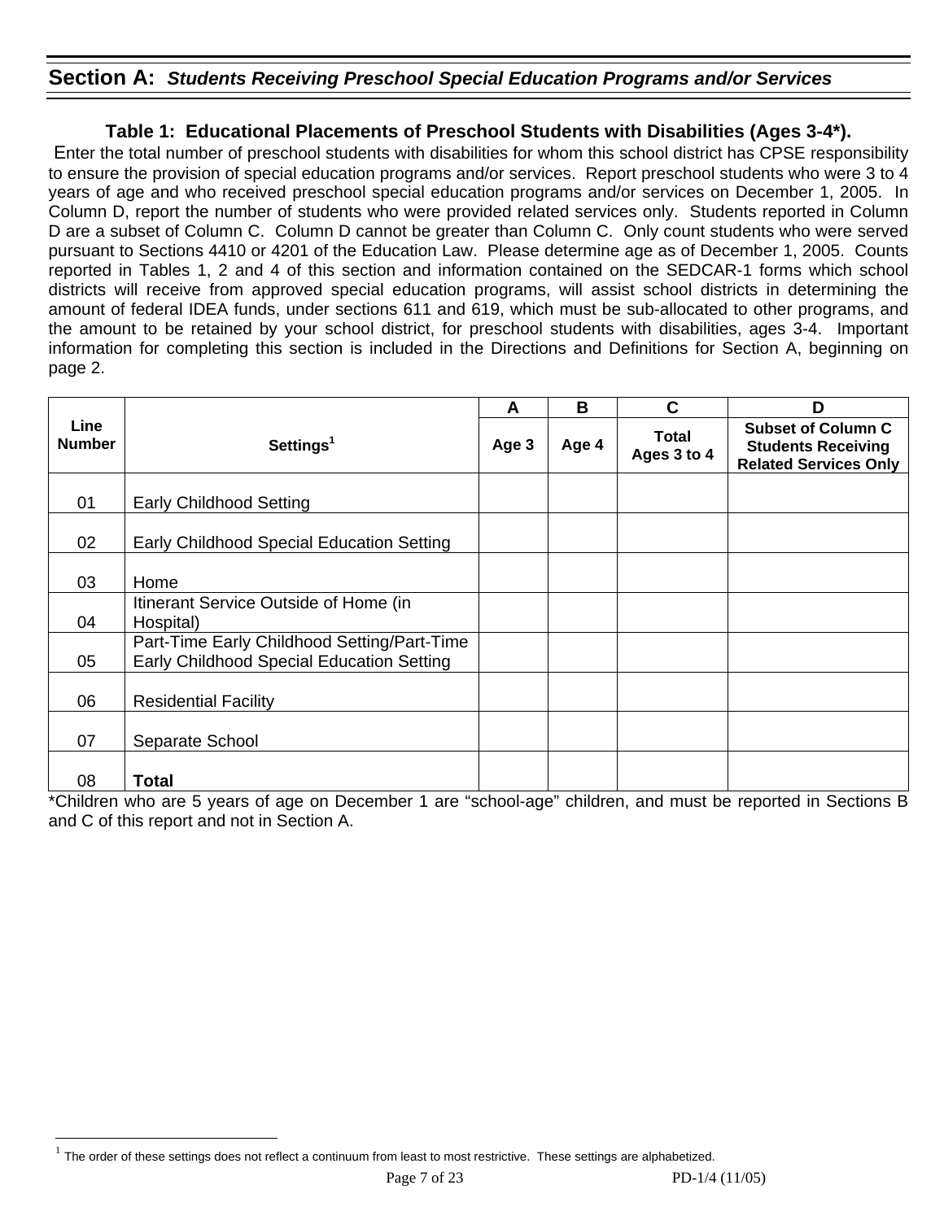## Section A: *Students Receiving Preschool Special Education Programs and/or Services*

### Table 1: Educational Placements of Preschool Students with Disabilities (Ages 3-4*).

Enter the total number of preschool students with disabilities for whom this school district has CPSE responsibility to ensure the provision of special education programs and/or services. Report preschool students who were 3 to 4 years of age and who received preschool special education programs and/or services on December 1, 2005. In Column D, report the number of students who were provided related services only. Students reported in Column D are a subset of Column C. Column D cannot be greater than Column C. Only count students who were served pursuant to Sections 4410 or 4201 of the Education Law. Please determine age as of December 1, 2005. Counts reported in Tables 1, 2 and 4 of this section and information contained on the SEDCAR-1 forms which school districts will receive from approved special education programs, will assist school districts in determining the amount of federal IDEA funds, under sections 611 and 619, which must be sub-allocated to other programs, and the amount to be retained by your school district, for preschool students with disabilities, ages 3-4. Important information for completing this section is included in the Directions and Definitions for Section A, beginning on page 2.

| Line Number | Settings[1] | A | B | C | D |
|---|---|---|---|---|---|
| | | Age 3 | Age 4 | Total Ages 3 to 4 | Subset of Column C Students Receiving Related Services Only |
| 01 | Early Childhood Setting | | | | |
| 02 | Early Childhood Special Education Setting | | | | |
| 03 | Home | | | | |
| 04 | Itinerant Service Outside of Home (in Hospital) | | | | |
| 05 | Part-Time Early Childhood Setting/Part-Time Early Childhood Special Education Setting | | | | |
| 06 | Residential Facility | | | | |
| 07 | Separate School | | | | |
| 08 | **Total** | | | | |

*Children who are 5 years of age on December 1 are "school-age" children, and must be reported in Sections B and C of this report and not in Section A.

[1] The order of these settings does not reflect a continuum from least to most restrictive. These settings are alphabetized.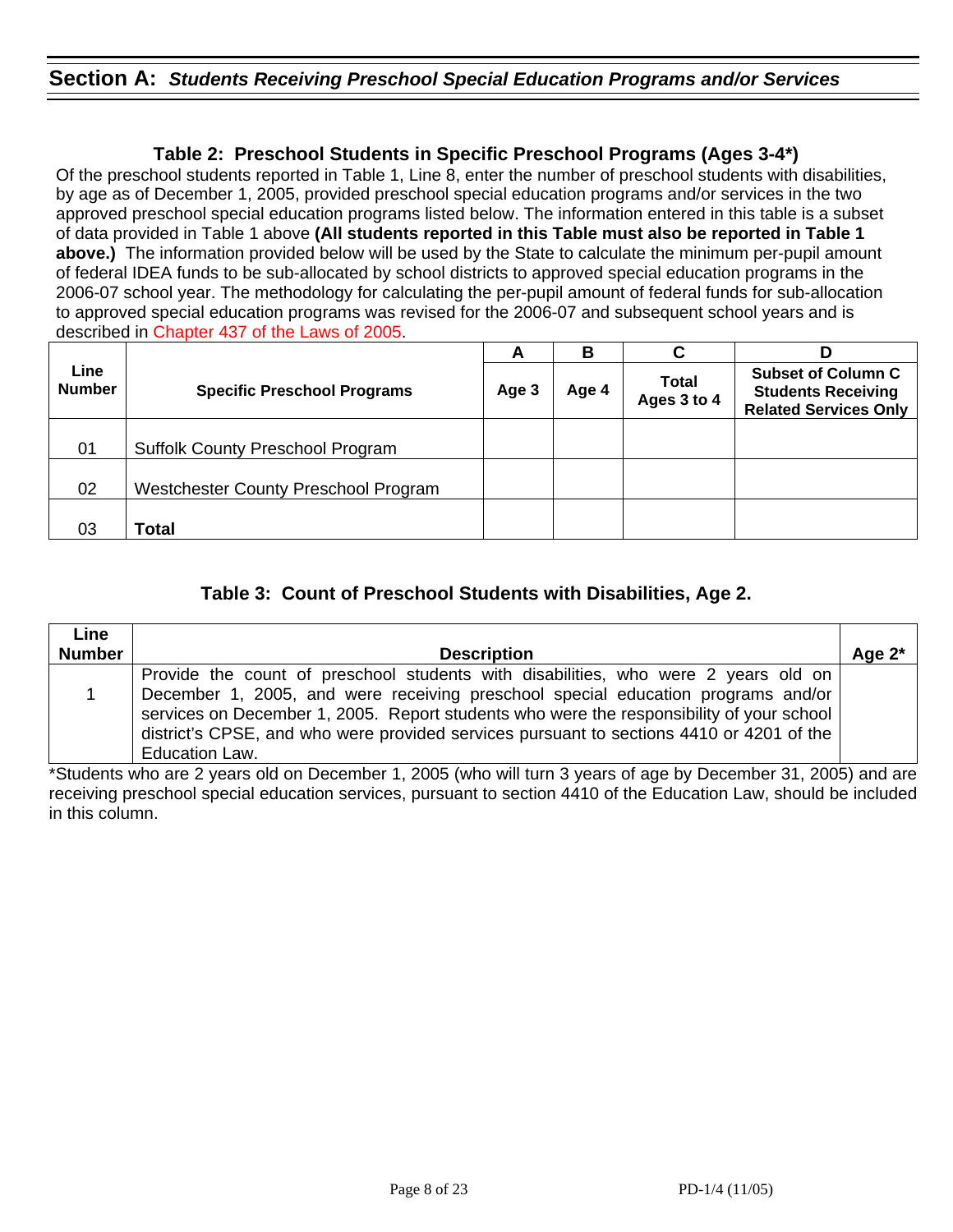## Section A: *Students Receiving Preschool Special Education Programs and/or Services*

### Table 2: Preschool Students in Specific Preschool Programs (Ages 3-4*)

Of the preschool students reported in Table 1, Line 8, enter the number of preschool students with disabilities, by age as of December 1, 2005, provided preschool special education programs and/or services in the two approved preschool special education programs listed below. The information entered in this table is a subset of data provided in Table 1 above **(All students reported in this Table must also be reported in Table 1 above.)** The information provided below will be used by the State to calculate the minimum per-pupil amount of federal IDEA funds to be sub-allocated by school districts to approved special education programs in the 2006-07 school year. The methodology for calculating the per-pupil amount of federal funds for sub-allocation to approved special education programs was revised for the 2006-07 and subsequent school years and is described in Chapter 437 of the Laws of 2005.

| Line Number | Specific Preschool Programs | A<br>Age 3 | B<br>Age 4 | C<br>Total Ages 3 to 4 | D<br>Subset of Column C Students Receiving Related Services Only |
|---|---|---|---|---|---|
| 01 | Suffolk County Preschool Program | | | | |
| 02 | Westchester County Preschool Program | | | | |
| 03 | **Total** | | | | |

### Table 3: Count of Preschool Students with Disabilities, Age 2.

| Line Number | Description | Age 2* |
|---|---|---|
| 1 | Provide the count of preschool students with disabilities, who were 2 years old on December 1, 2005, and were receiving preschool special education programs and/or services on December 1, 2005. Report students who were the responsibility of your school district's CPSE, and who were provided services pursuant to sections 4410 or 4201 of the Education Law. | |

*Students who are 2 years old on December 1, 2005 (who will turn 3 years of age by December 31, 2005) and are receiving preschool special education services, pursuant to section 4410 of the Education Law, should be included in this column.

PD-1/4 (11/05)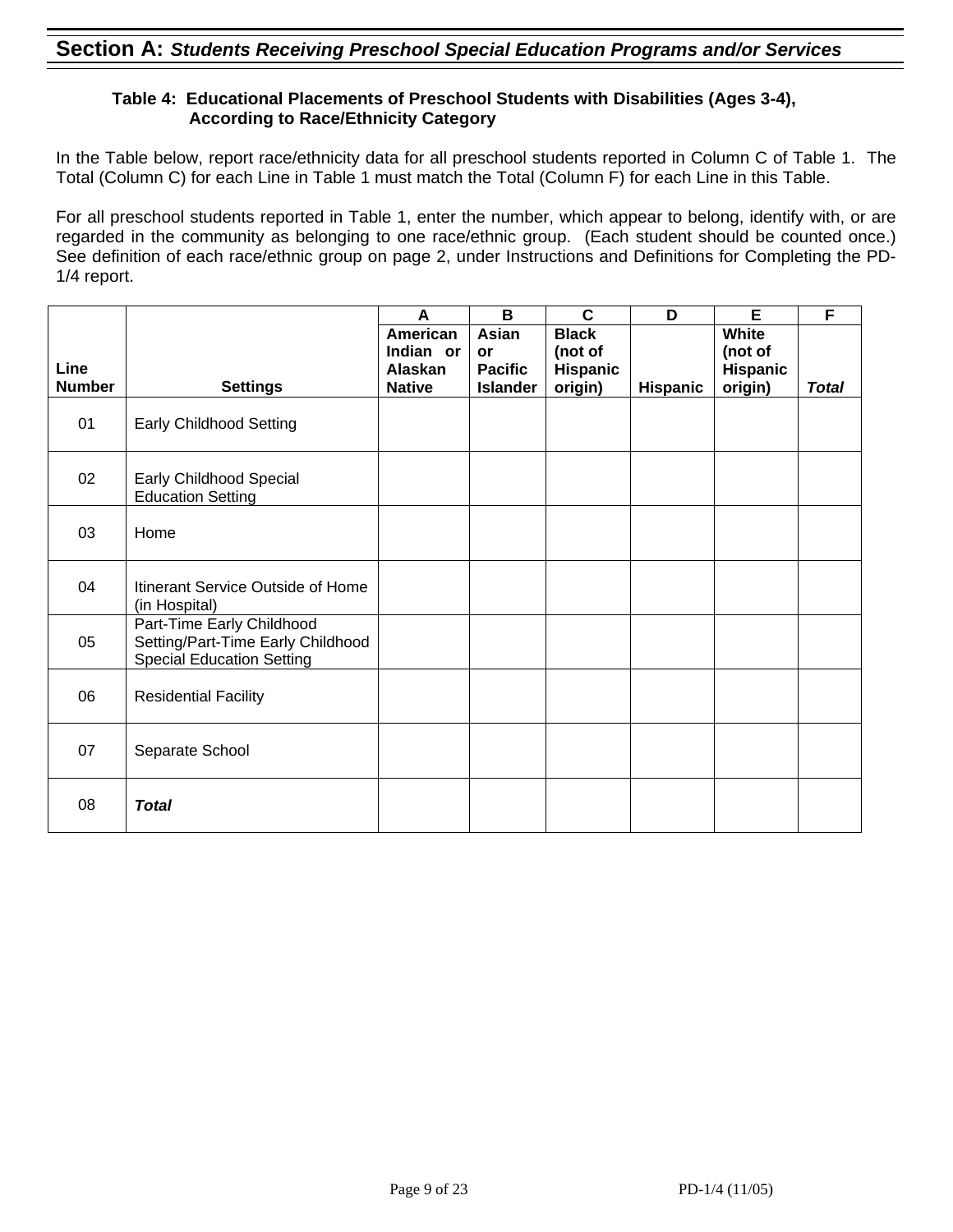## Section A: *Students Receiving Preschool Special Education Programs and/or Services*

### Table 4: Educational Placements of Preschool Students with Disabilities (Ages 3-4), According to Race/Ethnicity Category

In the Table below, report race/ethnicity data for all preschool students reported in Column C of Table 1. The Total (Column C) for each Line in Table 1 must match the Total (Column F) for each Line in this Table.

For all preschool students reported in Table 1, enter the number, which appear to belong, identify with, or are regarded in the community as belonging to one race/ethnic group. (Each student should be counted once.) See definition of each race/ethnic group on page 2, under Instructions and Definitions for Completing the PD-1/4 report.

| | | A | B | C | D | E | F |
|---|---|---|---|---|---|---|---|
| **Line Number** | **Settings** | **American Indian or Alaskan Native** | **Asian or Pacific Islander** | **Black (not of Hispanic origin)** | **Hispanic** | **White (not of Hispanic origin)** | ***Total*** |
| 01 | Early Childhood Setting | | | | | | |
| 02 | Early Childhood Special Education Setting | | | | | | |
| 03 | Home | | | | | | |
| 04 | Itinerant Service Outside of Home (in Hospital) | | | | | | |
| 05 | Part-Time Early Childhood Setting/Part-Time Early Childhood Special Education Setting | | | | | | |
| 06 | Residential Facility | | | | | | |
| 07 | Separate School | | | | | | |
| 08 | ***Total*** | | | | | | |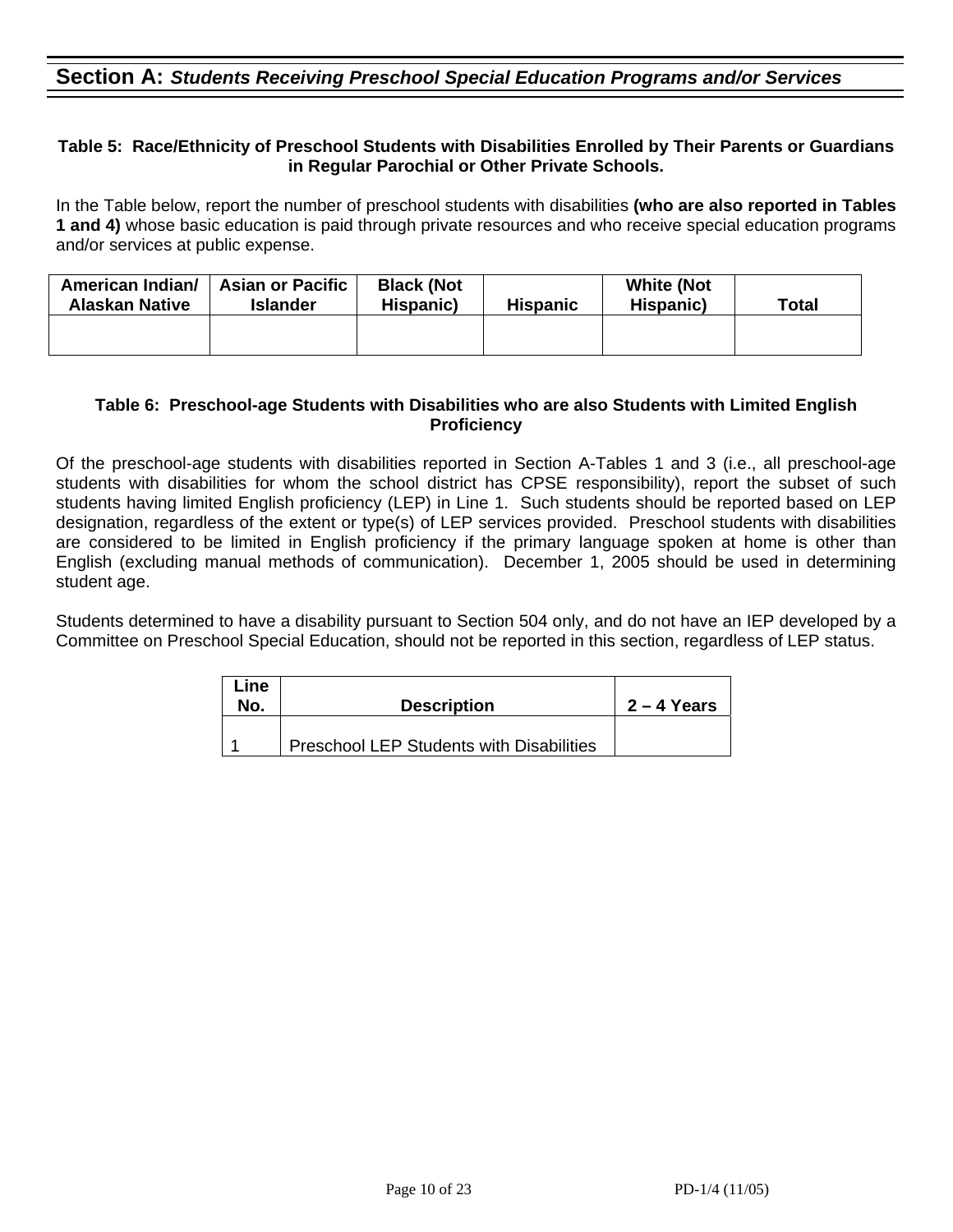## Section A: *Students Receiving Preschool Special Education Programs and/or Services*

### Table 5: Race/Ethnicity of Preschool Students with Disabilities Enrolled by Their Parents or Guardians in Regular Parochial or Other Private Schools.

In the Table below, report the number of preschool students with disabilities **(who are also reported in Tables 1 and 4)** whose basic education is paid through private resources and who receive special education programs and/or services at public expense.

| American Indian/ Alaskan Native | Asian or Pacific Islander | Black (Not Hispanic) | Hispanic | White (Not Hispanic) | Total |
|---|---|---|---|---|---|
| | | | | | |

### Table 6: Preschool-age Students with Disabilities who are also Students with Limited English Proficiency

Of the preschool-age students with disabilities reported in Section A-Tables 1 and 3 (i.e., all preschool-age students with disabilities for whom the school district has CPSE responsibility), report the subset of such students having limited English proficiency (LEP) in Line 1. Such students should be reported based on LEP designation, regardless of the extent or type(s) of LEP services provided. Preschool students with disabilities are considered to be limited in English proficiency if the primary language spoken at home is other than English (excluding manual methods of communication). December 1, 2005 should be used in determining student age.

Students determined to have a disability pursuant to Section 504 only, and do not have an IEP developed by a Committee on Preschool Special Education, should not be reported in this section, regardless of LEP status.

| Line No. | Description | 2 – 4 Years |
|---|---|---|
| 1 | Preschool LEP Students with Disabilities | |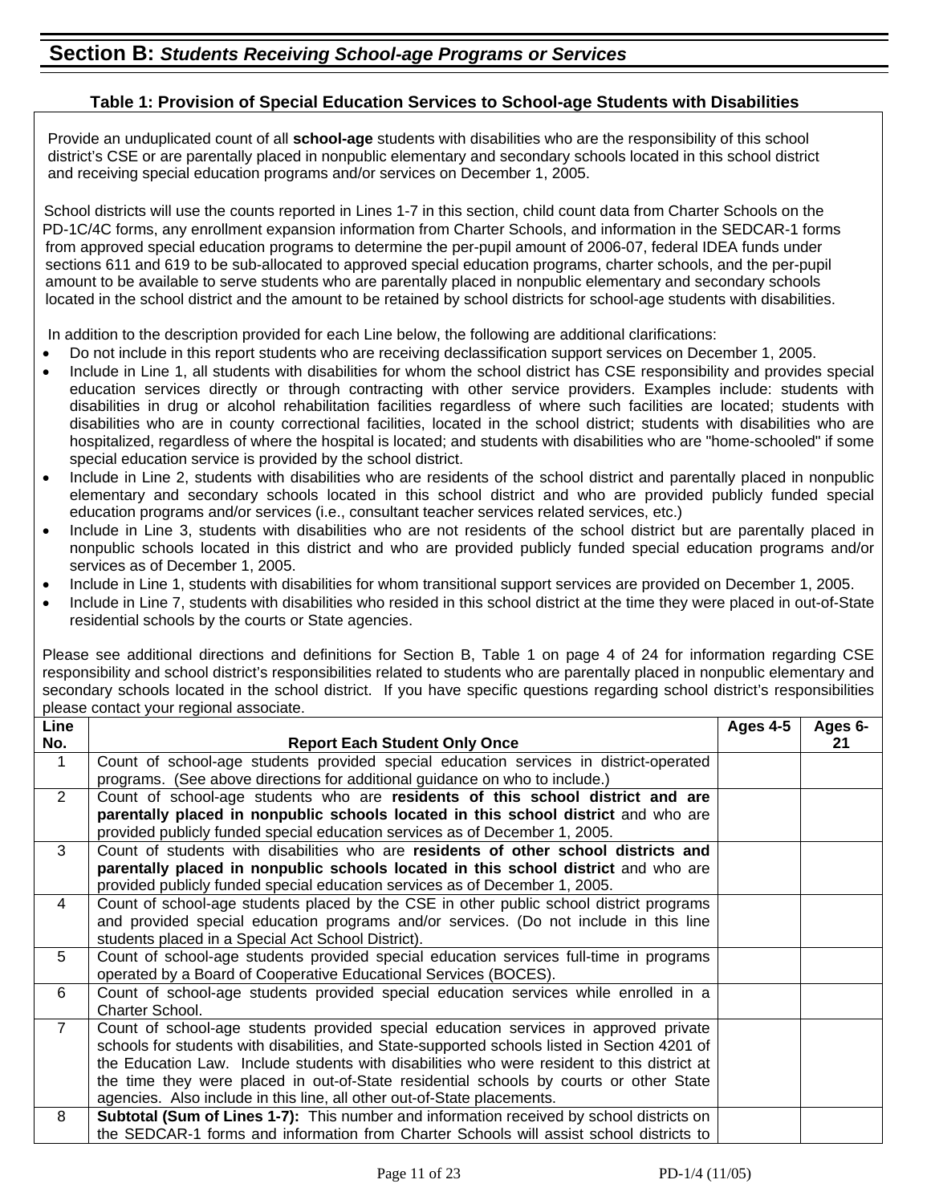## Section B: *Students Receiving School-age Programs or Services*

### Table 1: Provision of Special Education Services to School-age Students with Disabilities

Provide an unduplicated count of all **school-age** students with disabilities who are the responsibility of this school district's CSE or are parentally placed in nonpublic elementary and secondary schools located in this school district and receiving special education programs and/or services on December 1, 2005.

School districts will use the counts reported in Lines 1-7 in this section, child count data from Charter Schools on the PD-1C/4C forms, any enrollment expansion information from Charter Schools, and information in the SEDCAR-1 forms from approved special education programs to determine the per-pupil amount of 2006-07, federal IDEA funds under sections 611 and 619 to be sub-allocated to approved special education programs, charter schools, and the per-pupil amount to be available to serve students who are parentally placed in nonpublic elementary and secondary schools located in the school district and the amount to be retained by school districts for school-age students with disabilities.

In addition to the description provided for each Line below, the following are additional clarifications:

- Do not include in this report students who are receiving declassification support services on December 1, 2005.
- Include in Line 1, all students with disabilities for whom the school district has CSE responsibility and provides special education services directly or through contracting with other service providers. Examples include: students with disabilities in drug or alcohol rehabilitation facilities regardless of where such facilities are located; students with disabilities who are in county correctional facilities, located in the school district; students with disabilities who are hospitalized, regardless of where the hospital is located; and students with disabilities who are "home-schooled" if some special education service is provided by the school district.
- Include in Line 2, students with disabilities who are residents of the school district and parentally placed in nonpublic elementary and secondary schools located in this school district and who are provided publicly funded special education programs and/or services (i.e., consultant teacher services related services, etc.)
- Include in Line 3, students with disabilities who are not residents of the school district but are parentally placed in nonpublic schools located in this district and who are provided publicly funded special education programs and/or services as of December 1, 2005.
- Include in Line 1, students with disabilities for whom transitional support services are provided on December 1, 2005.
- Include in Line 7, students with disabilities who resided in this school district at the time they were placed in out-of-State residential schools by the courts or State agencies.

Please see additional directions and definitions for Section B, Table 1 on page 4 of 24 for information regarding CSE responsibility and school district's responsibilities related to students who are parentally placed in nonpublic elementary and secondary schools located in the school district. If you have specific questions regarding school district's responsibilities please contact your regional associate.

| Line No. | Report Each Student Only Once | Ages 4-5 | Ages 6-21 |
|---|---|---|---|
| 1 | Count of school-age students provided special education services in district-operated programs. (See above directions for additional guidance on who to include.) | | |
| 2 | Count of school-age students who are **residents of this school district and are parentally placed in nonpublic schools located in this school district** and who are provided publicly funded special education services as of December 1, 2005. | | |
| 3 | Count of students with disabilities who are **residents of other school districts and parentally placed in nonpublic schools located in this school district** and who are provided publicly funded special education services as of December 1, 2005. | | |
| 4 | Count of school-age students placed by the CSE in other public school district programs and provided special education programs and/or services. (Do not include in this line students placed in a Special Act School District). | | |
| 5 | Count of school-age students provided special education services full-time in programs operated by a Board of Cooperative Educational Services (BOCES). | | |
| 6 | Count of school-age students provided special education services while enrolled in a Charter School. | | |
| 7 | Count of school-age students provided special education services in approved private schools for students with disabilities, and State-supported schools listed in Section 4201 of the Education Law. Include students with disabilities who were resident to this district at the time they were placed in out-of-State residential schools by courts or other State agencies. Also include in this line, all other out-of-State placements. | | |
| 8 | **Subtotal (Sum of Lines 1-7):** This number and information received by school districts on the SEDCAR-1 forms and information from Charter Schools will assist school districts to | | |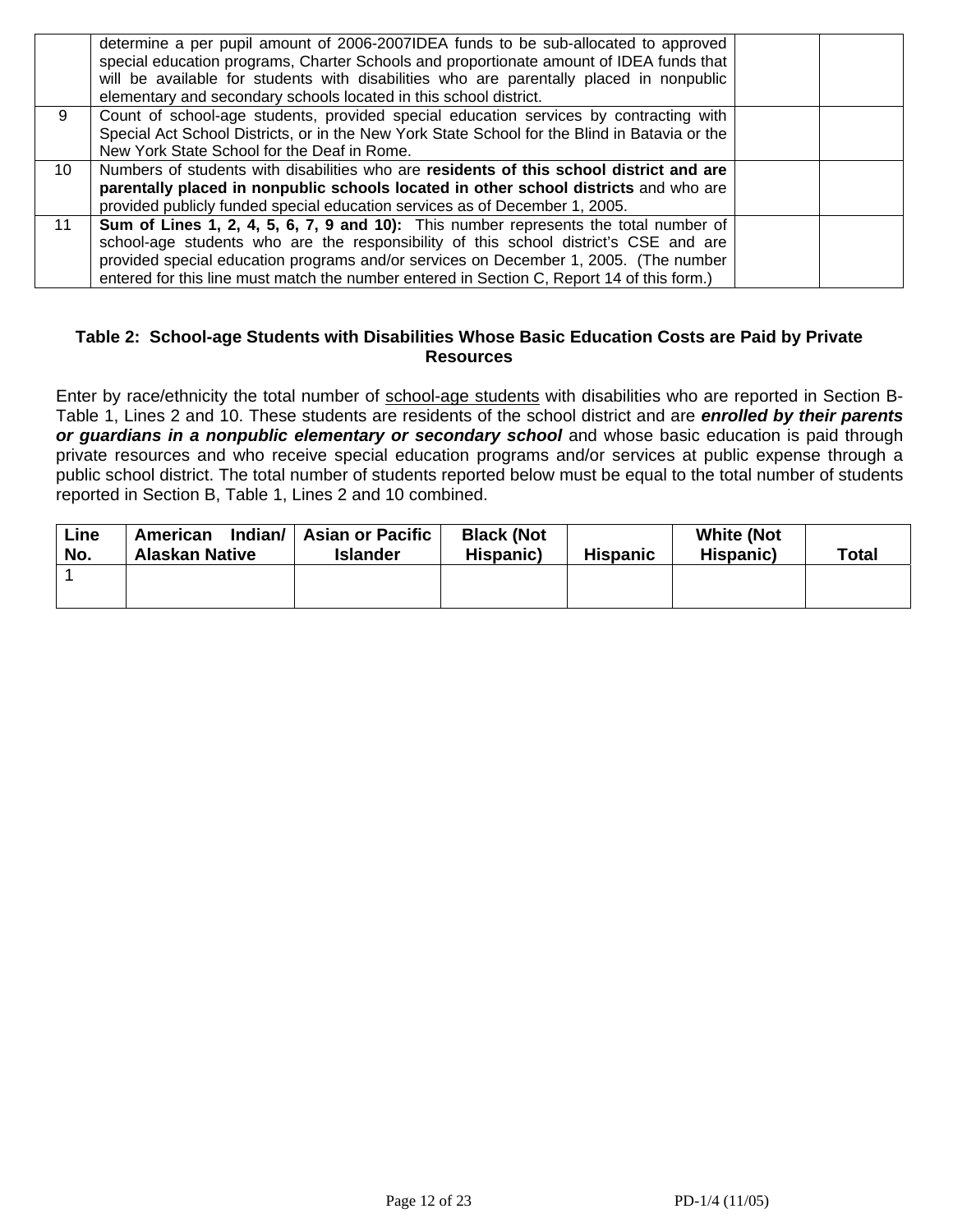| | | | |
|---|---|---|---|
| | determine a per pupil amount of 2006-2007IDEA funds to be sub-allocated to approved special education programs, Charter Schools and proportionate amount of IDEA funds that will be available for students with disabilities who are parentally placed in nonpublic elementary and secondary schools located in this school district. | | |
| 9 | Count of school-age students, provided special education services by contracting with Special Act School Districts, or in the New York State School for the Blind in Batavia or the New York State School for the Deaf in Rome. | | |
| 10 | Numbers of students with disabilities who are **residents of this school district and are parentally placed in nonpublic schools located in other school districts** and who are provided publicly funded special education services as of December 1, 2005. | | |
| 11 | **Sum of Lines 1, 2, 4, 5, 6, 7, 9 and 10):** This number represents the total number of school-age students who are the responsibility of this school district's CSE and are provided special education programs and/or services on December 1, 2005. (The number entered for this line must match the number entered in Section C, Report 14 of this form.) | | |

### Table 2: School-age Students with Disabilities Whose Basic Education Costs are Paid by Private Resources

Enter by race/ethnicity the total number of school-age students with disabilities who are reported in Section B-Table 1, Lines 2 and 10. These students are residents of the school district and are ***enrolled by their parents or guardians in a nonpublic elementary or secondary school*** and whose basic education is paid through private resources and who receive special education programs and/or services at public expense through a public school district. The total number of students reported below must be equal to the total number of students reported in Section B, Table 1, Lines 2 and 10 combined.

| Line No. | American Indian/ Alaskan Native | Asian or Pacific Islander | Black (Not Hispanic) | Hispanic | White (Not Hispanic) | Total |
|---|---|---|---|---|---|---|
| 1 | | | | | | |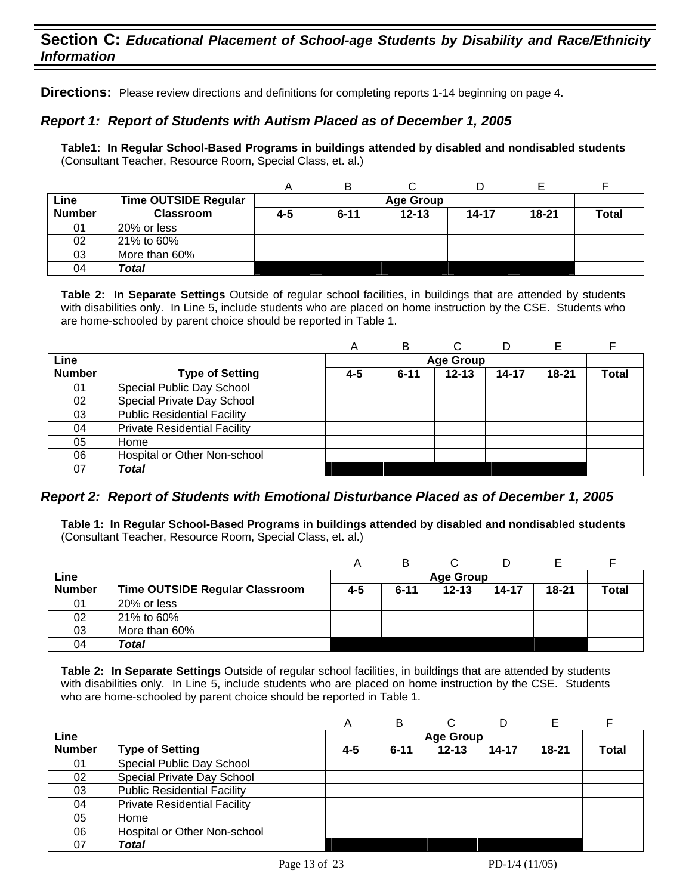## Section C: *Educational Placement of School-age Students by Disability and Race/Ethnicity Information*

**Directions:** Please review directions and definitions for completing reports 1-14 beginning on page 4.

### *Report 1: Report of Students with Autism Placed as of December 1, 2005*

**Table1: In Regular School-Based Programs in buildings attended by disabled and nondisabled students** (Consultant Teacher, Resource Room, Special Class, et. al.)

| | | A | B | C | D | E | F |
|---|---|---|---|---|---|---|---|
| **Line Number** | **Time OUTSIDE Regular Classroom** | **Age Group** | | | | | |
| | | **4-5** | **6-11** | **12-13** | **14-17** | **18-21** | **Total** |
| 01 | 20% or less | | | | | | |
| 02 | 21% to 60% | | | | | | |
| 03 | More than 60% | | | | | | |
| 04 | ***Total*** | | | | | | |

**Table 2: In Separate Settings** Outside of regular school facilities, in buildings that are attended by students with disabilities only. In Line 5, include students who are placed on home instruction by the CSE. Students who are home-schooled by parent choice should be reported in Table 1.

| | | A | B | C | D | E | F |
|---|---|---|---|---|---|---|---|
| **Line Number** | **Type of Setting** | **Age Group** | | | | | |
| | | **4-5** | **6-11** | **12-13** | **14-17** | **18-21** | **Total** |
| 01 | Special Public Day School | | | | | | |
| 02 | Special Private Day School | | | | | | |
| 03 | Public Residential Facility | | | | | | |
| 04 | Private Residential Facility | | | | | | |
| 05 | Home | | | | | | |
| 06 | Hospital or Other Non-school | | | | | | |
| 07 | ***Total*** | | | | | | |

### *Report 2: Report of Students with Emotional Disturbance Placed as of December 1, 2005*

**Table 1: In Regular School-Based Programs in buildings attended by disabled and nondisabled students** (Consultant Teacher, Resource Room, Special Class, et. al.)

| | | A | B | C | D | E | F |
|---|---|---|---|---|---|---|---|
| **Line Number** | **Time OUTSIDE Regular Classroom** | **Age Group** | | | | | |
| | | **4-5** | **6-11** | **12-13** | **14-17** | **18-21** | **Total** |
| 01 | 20% or less | | | | | | |
| 02 | 21% to 60% | | | | | | |
| 03 | More than 60% | | | | | | |
| 04 | ***Total*** | | | | | | |

**Table 2: In Separate Settings** Outside of regular school facilities, in buildings that are attended by students with disabilities only. In Line 5, include students who are placed on home instruction by the CSE. Students who are home-schooled by parent choice should be reported in Table 1.

| | | A | B | C | D | E | F |
|---|---|---|---|---|---|---|---|
| **Line Number** | **Type of Setting** | **Age Group** | | | | | |
| | | **4-5** | **6-11** | **12-13** | **14-17** | **18-21** | **Total** |
| 01 | Special Public Day School | | | | | | |
| 02 | Special Private Day School | | | | | | |
| 03 | Public Residential Facility | | | | | | |
| 04 | Private Residential Facility | | | | | | |
| 05 | Home | | | | | | |
| 06 | Hospital or Other Non-school | | | | | | |
| 07 | ***Total*** | | | | | | |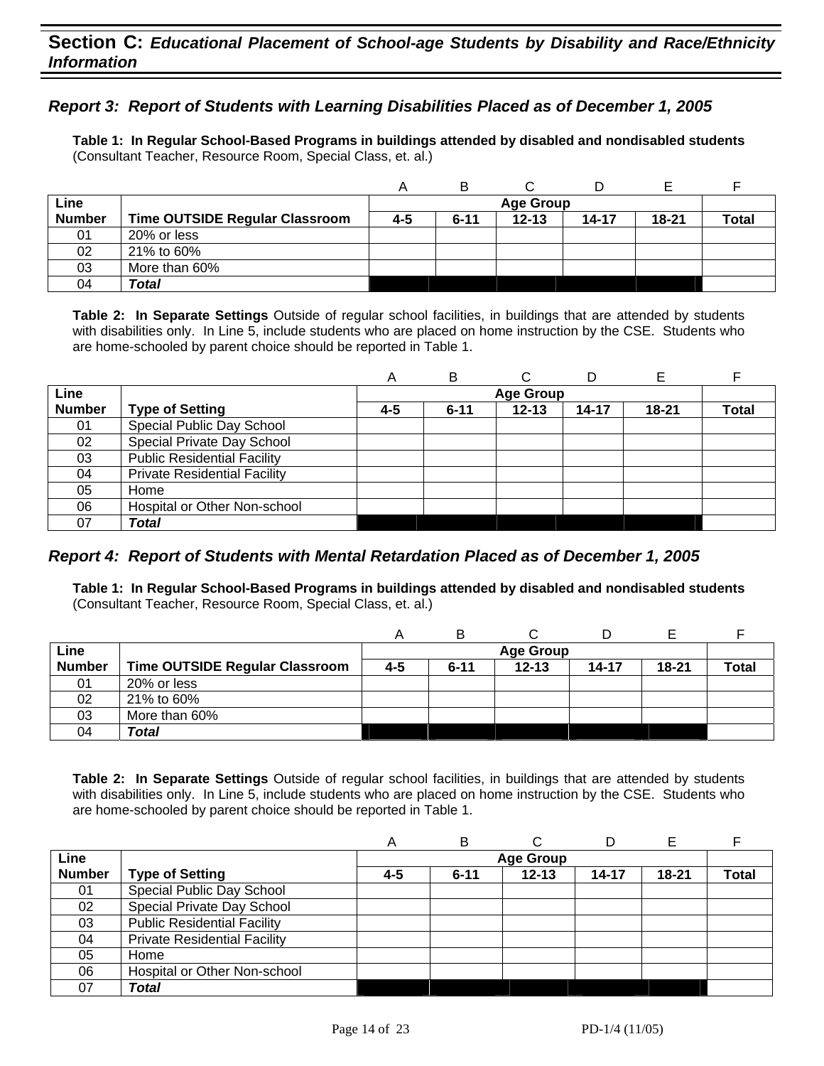## Section C: *Educational Placement of School-age Students by Disability and Race/Ethnicity Information*

### *Report 3: Report of Students with Learning Disabilities Placed as of December 1, 2005*

**Table 1: In Regular School-Based Programs in buildings attended by disabled and nondisabled students** (Consultant Teacher, Resource Room, Special Class, et. al.)

| | | A | B | C | D | E | F |
|---|---|---|---|---|---|---|---|
| **Line Number** | **Time OUTSIDE Regular Classroom** | **Age Group** | | | | | |
| | | **4-5** | **6-11** | **12-13** | **14-17** | **18-21** | **Total** |
| 01 | 20% or less | | | | | | |
| 02 | 21% to 60% | | | | | | |
| 03 | More than 60% | | | | | | |
| 04 | ***Total*** | | | | | | |

**Table 2: In Separate Settings** Outside of regular school facilities, in buildings that are attended by students with disabilities only. In Line 5, include students who are placed on home instruction by the CSE. Students who are home-schooled by parent choice should be reported in Table 1.

| | | A | B | C | D | E | F |
|---|---|---|---|---|---|---|---|
| **Line Number** | **Type of Setting** | **Age Group** | | | | | |
| | | **4-5** | **6-11** | **12-13** | **14-17** | **18-21** | **Total** |
| 01 | Special Public Day School | | | | | | |
| 02 | Special Private Day School | | | | | | |
| 03 | Public Residential Facility | | | | | | |
| 04 | Private Residential Facility | | | | | | |
| 05 | Home | | | | | | |
| 06 | Hospital or Other Non-school | | | | | | |
| 07 | ***Total*** | | | | | | |

### *Report 4: Report of Students with Mental Retardation Placed as of December 1, 2005*

**Table 1: In Regular School-Based Programs in buildings attended by disabled and nondisabled students** (Consultant Teacher, Resource Room, Special Class, et. al.)

| | | A | B | C | D | E | F |
|---|---|---|---|---|---|---|---|
| **Line Number** | **Time OUTSIDE Regular Classroom** | **Age Group** | | | | | |
| | | **4-5** | **6-11** | **12-13** | **14-17** | **18-21** | **Total** |
| 01 | 20% or less | | | | | | |
| 02 | 21% to 60% | | | | | | |
| 03 | More than 60% | | | | | | |
| 04 | ***Total*** | | | | | | |

**Table 2: In Separate Settings** Outside of regular school facilities, in buildings that are attended by students with disabilities only. In Line 5, include students who are placed on home instruction by the CSE. Students who are home-schooled by parent choice should be reported in Table 1.

| | | A | B | C | D | E | F |
|---|---|---|---|---|---|---|---|
| **Line Number** | **Type of Setting** | **Age Group** | | | | | |
| | | **4-5** | **6-11** | **12-13** | **14-17** | **18-21** | **Total** |
| 01 | Special Public Day School | | | | | | |
| 02 | Special Private Day School | | | | | | |
| 03 | Public Residential Facility | | | | | | |
| 04 | Private Residential Facility | | | | | | |
| 05 | Home | | | | | | |
| 06 | Hospital or Other Non-school | | | | | | |
| 07 | ***Total*** | | | | | | |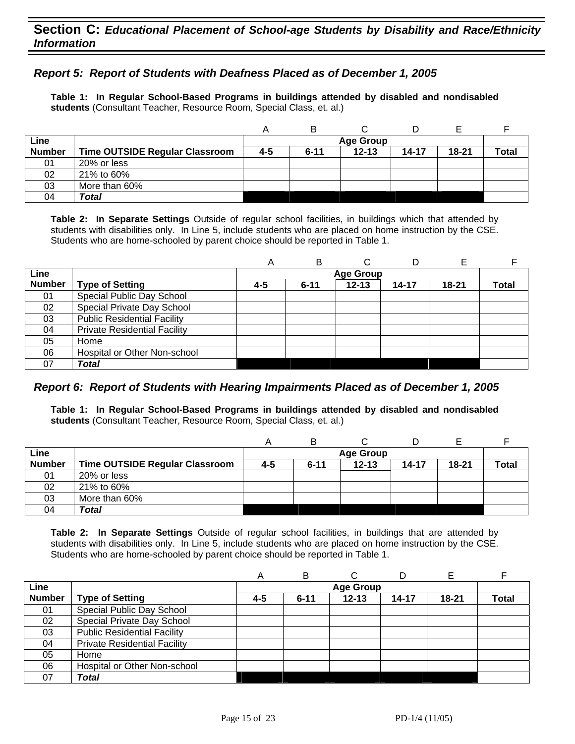## Section C: *Educational Placement of School-age Students by Disability and Race/Ethnicity Information*

### *Report 5: Report of Students with Deafness Placed as of December 1, 2005*

**Table 1: In Regular School-Based Programs in buildings attended by disabled and nondisabled students** (Consultant Teacher, Resource Room, Special Class, et. al.)

| | | A | B | C | D | E | F |
|---|---|---|---|---|---|---|---|
| **Line** | | **Age Group** | | | | | |
| **Number** | **Time OUTSIDE Regular Classroom** | **4-5** | **6-11** | **12-13** | **14-17** | **18-21** | **Total** |
| 01 | 20% or less | | | | | | |
| 02 | 21% to 60% | | | | | | |
| 03 | More than 60% | | | | | | |
| 04 | ***Total*** | | | | | | |

**Table 2: In Separate Settings** Outside of regular school facilities, in buildings which that attended by students with disabilities only. In Line 5, include students who are placed on home instruction by the CSE. Students who are home-schooled by parent choice should be reported in Table 1.

| | | A | B | C | D | E | F |
|---|---|---|---|---|---|---|---|
| **Line** | | **Age Group** | | | | | |
| **Number** | **Type of Setting** | **4-5** | **6-11** | **12-13** | **14-17** | **18-21** | **Total** |
| 01 | Special Public Day School | | | | | | |
| 02 | Special Private Day School | | | | | | |
| 03 | Public Residential Facility | | | | | | |
| 04 | Private Residential Facility | | | | | | |
| 05 | Home | | | | | | |
| 06 | Hospital or Other Non-school | | | | | | |
| 07 | ***Total*** | | | | | | |

### *Report 6: Report of Students with Hearing Impairments Placed as of December 1, 2005*

**Table 1: In Regular School-Based Programs in buildings attended by disabled and nondisabled students** (Consultant Teacher, Resource Room, Special Class, et. al.)

| | | A | B | C | D | E | F |
|---|---|---|---|---|---|---|---|
| **Line** | | **Age Group** | | | | | |
| **Number** | **Time OUTSIDE Regular Classroom** | **4-5** | **6-11** | **12-13** | **14-17** | **18-21** | **Total** |
| 01 | 20% or less | | | | | | |
| 02 | 21% to 60% | | | | | | |
| 03 | More than 60% | | | | | | |
| 04 | ***Total*** | | | | | | |

**Table 2: In Separate Settings** Outside of regular school facilities, in buildings that are attended by students with disabilities only. In Line 5, include students who are placed on home instruction by the CSE. Students who are home-schooled by parent choice should be reported in Table 1.

| | | A | B | C | D | E | F |
|---|---|---|---|---|---|---|---|
| **Line** | | **Age Group** | | | | | |
| **Number** | **Type of Setting** | **4-5** | **6-11** | **12-13** | **14-17** | **18-21** | **Total** |
| 01 | Special Public Day School | | | | | | |
| 02 | Special Private Day School | | | | | | |
| 03 | Public Residential Facility | | | | | | |
| 04 | Private Residential Facility | | | | | | |
| 05 | Home | | | | | | |
| 06 | Hospital or Other Non-school | | | | | | |
| 07 | ***Total*** | | | | | | |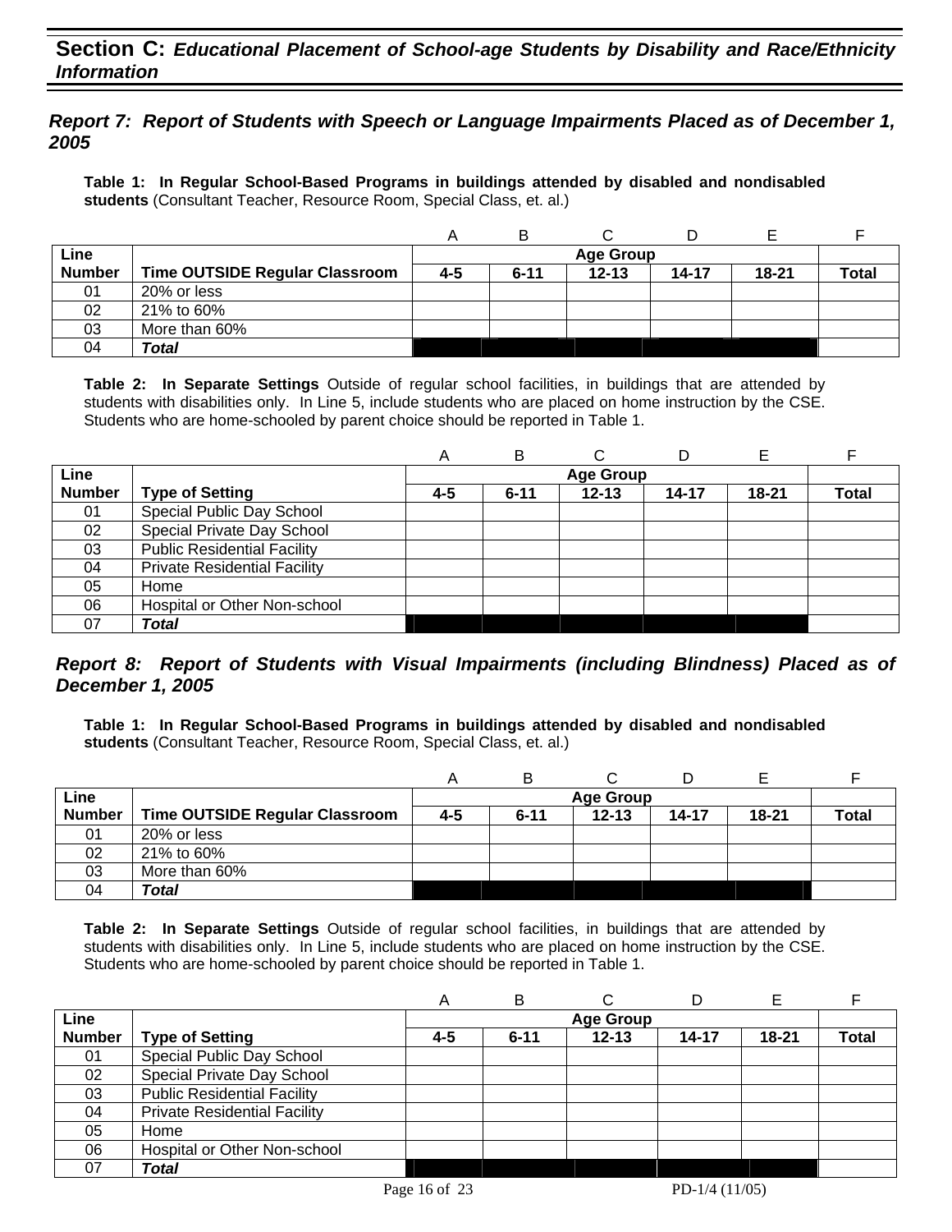## Section C: *Educational Placement of School-age Students by Disability and Race/Ethnicity Information*

### *Report 7: Report of Students with Speech or Language Impairments Placed as of December 1, 2005*

**Table 1: In Regular School-Based Programs in buildings attended by disabled and nondisabled students** (Consultant Teacher, Resource Room, Special Class, et. al.)

| | | A | B | C | D | E | F |
|---|---|---|---|---|---|---|---|
| **Line Number** | **Time OUTSIDE Regular Classroom** | **Age Group** | | | | | |
| | | **4-5** | **6-11** | **12-13** | **14-17** | **18-21** | **Total** |
| 01 | 20% or less | | | | | | |
| 02 | 21% to 60% | | | | | | |
| 03 | More than 60% | | | | | | |
| 04 | ***Total*** | | | | | | |

**Table 2: In Separate Settings** Outside of regular school facilities, in buildings that are attended by students with disabilities only. In Line 5, include students who are placed on home instruction by the CSE. Students who are home-schooled by parent choice should be reported in Table 1.

| | | A | B | C | D | E | F |
|---|---|---|---|---|---|---|---|
| **Line Number** | **Type of Setting** | **Age Group** | | | | | |
| | | **4-5** | **6-11** | **12-13** | **14-17** | **18-21** | **Total** |
| 01 | Special Public Day School | | | | | | |
| 02 | Special Private Day School | | | | | | |
| 03 | Public Residential Facility | | | | | | |
| 04 | Private Residential Facility | | | | | | |
| 05 | Home | | | | | | |
| 06 | Hospital or Other Non-school | | | | | | |
| 07 | ***Total*** | | | | | | |

### *Report 8: Report of Students with Visual Impairments (including Blindness) Placed as of December 1, 2005*

**Table 1: In Regular School-Based Programs in buildings attended by disabled and nondisabled students** (Consultant Teacher, Resource Room, Special Class, et. al.)

| | | A | B | C | D | E | F |
|---|---|---|---|---|---|---|---|
| **Line Number** | **Time OUTSIDE Regular Classroom** | **Age Group** | | | | | |
| | | **4-5** | **6-11** | **12-13** | **14-17** | **18-21** | **Total** |
| 01 | 20% or less | | | | | | |
| 02 | 21% to 60% | | | | | | |
| 03 | More than 60% | | | | | | |
| 04 | ***Total*** | | | | | | |

**Table 2: In Separate Settings** Outside of regular school facilities, in buildings that are attended by students with disabilities only. In Line 5, include students who are placed on home instruction by the CSE. Students who are home-schooled by parent choice should be reported in Table 1.

| | | A | B | C | D | E | F |
|---|---|---|---|---|---|---|---|
| **Line Number** | **Type of Setting** | **Age Group** | | | | | |
| | | **4-5** | **6-11** | **12-13** | **14-17** | **18-21** | **Total** |
| 01 | Special Public Day School | | | | | | |
| 02 | Special Private Day School | | | | | | |
| 03 | Public Residential Facility | | | | | | |
| 04 | Private Residential Facility | | | | | | |
| 05 | Home | | | | | | |
| 06 | Hospital or Other Non-school | | | | | | |
| 07 | ***Total*** | | | | | | |

PD-1/4 (11/05)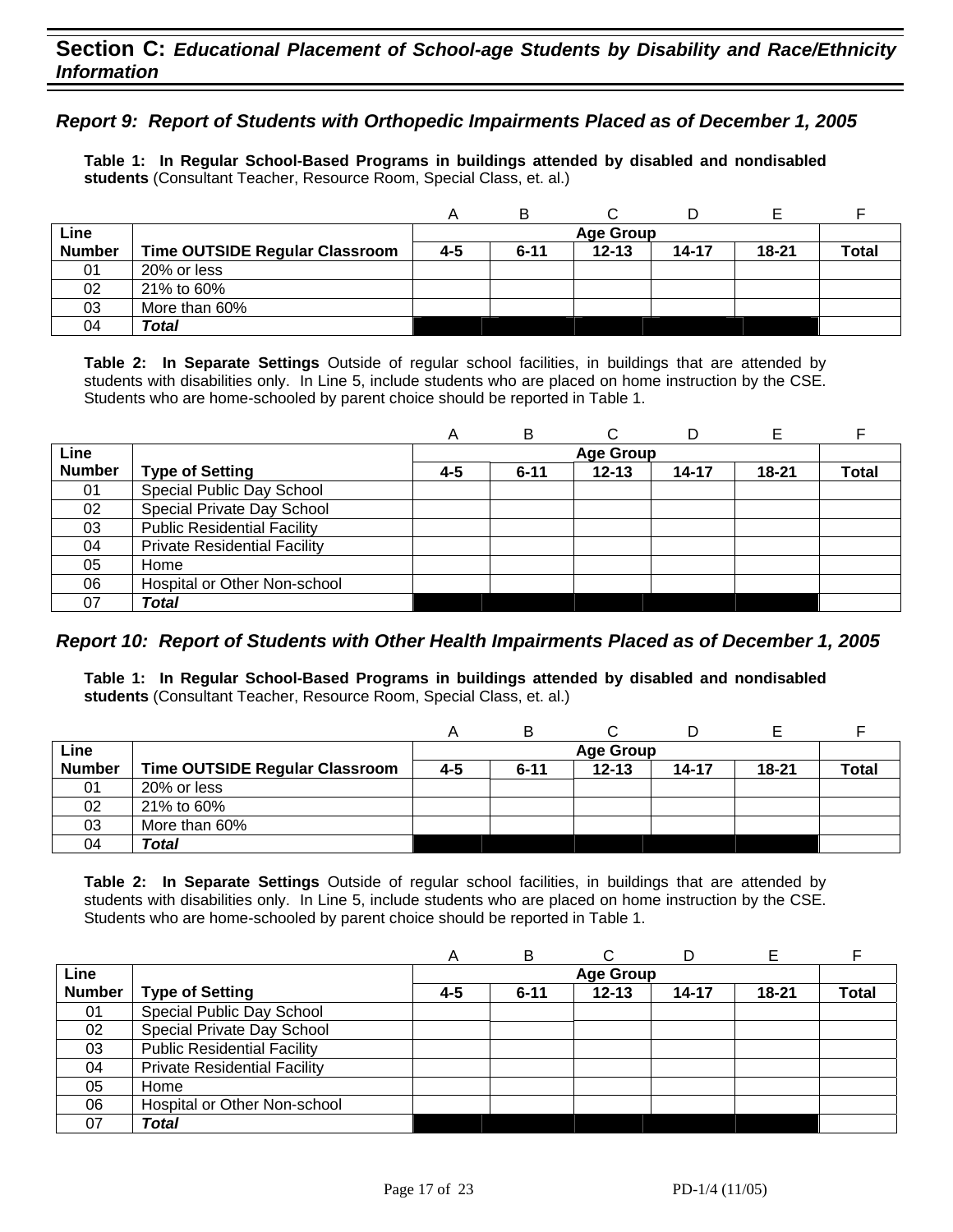## Section C: *Educational Placement of School-age Students by Disability and Race/Ethnicity Information*

### *Report 9: Report of Students with Orthopedic Impairments Placed as of December 1, 2005*

**Table 1: In Regular School-Based Programs in buildings attended by disabled and nondisabled students** (Consultant Teacher, Resource Room, Special Class, et. al.)

| | | A | B | C | D | E | F |
|---|---|---|---|---|---|---|---|
| **Line** | | **Age Group** | | | | | |
| **Number** | **Time OUTSIDE Regular Classroom** | **4-5** | **6-11** | **12-13** | **14-17** | **18-21** | **Total** |
| 01 | 20% or less | | | | | | |
| 02 | 21% to 60% | | | | | | |
| 03 | More than 60% | | | | | | |
| 04 | ***Total*** | | | | | | |

**Table 2: In Separate Settings** Outside of regular school facilities, in buildings that are attended by students with disabilities only. In Line 5, include students who are placed on home instruction by the CSE. Students who are home-schooled by parent choice should be reported in Table 1.

| | | A | B | C | D | E | F |
|---|---|---|---|---|---|---|---|
| **Line** | | **Age Group** | | | | | |
| **Number** | **Type of Setting** | **4-5** | **6-11** | **12-13** | **14-17** | **18-21** | **Total** |
| 01 | Special Public Day School | | | | | | |
| 02 | Special Private Day School | | | | | | |
| 03 | Public Residential Facility | | | | | | |
| 04 | Private Residential Facility | | | | | | |
| 05 | Home | | | | | | |
| 06 | Hospital or Other Non-school | | | | | | |
| 07 | ***Total*** | | | | | | |

### *Report 10: Report of Students with Other Health Impairments Placed as of December 1, 2005*

**Table 1: In Regular School-Based Programs in buildings attended by disabled and nondisabled students** (Consultant Teacher, Resource Room, Special Class, et. al.)

| | | A | B | C | D | E | F |
|---|---|---|---|---|---|---|---|
| **Line** | | **Age Group** | | | | | |
| **Number** | **Time OUTSIDE Regular Classroom** | **4-5** | **6-11** | **12-13** | **14-17** | **18-21** | **Total** |
| 01 | 20% or less | | | | | | |
| 02 | 21% to 60% | | | | | | |
| 03 | More than 60% | | | | | | |
| 04 | ***Total*** | | | | | | |

**Table 2: In Separate Settings** Outside of regular school facilities, in buildings that are attended by students with disabilities only. In Line 5, include students who are placed on home instruction by the CSE. Students who are home-schooled by parent choice should be reported in Table 1.

| | | A | B | C | D | E | F |
|---|---|---|---|---|---|---|---|
| **Line** | | **Age Group** | | | | | |
| **Number** | **Type of Setting** | **4-5** | **6-11** | **12-13** | **14-17** | **18-21** | **Total** |
| 01 | Special Public Day School | | | | | | |
| 02 | Special Private Day School | | | | | | |
| 03 | Public Residential Facility | | | | | | |
| 04 | Private Residential Facility | | | | | | |
| 05 | Home | | | | | | |
| 06 | Hospital or Other Non-school | | | | | | |
| 07 | ***Total*** | | | | | | |

PD-1/4 (11/05)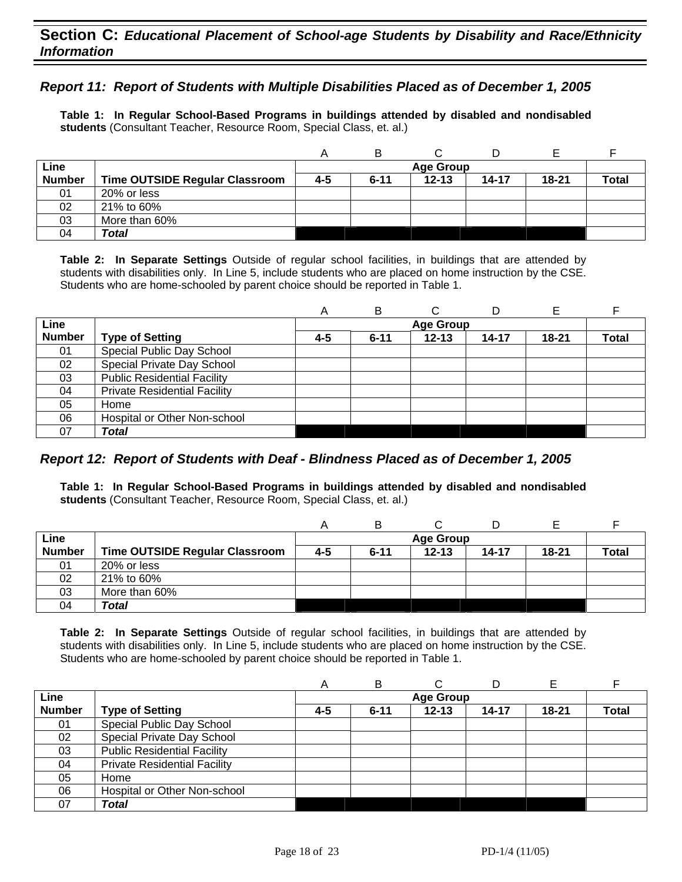## Section C: *Educational Placement of School-age Students by Disability and Race/Ethnicity Information*

### *Report 11: Report of Students with Multiple Disabilities Placed as of December 1, 2005*

**Table 1: In Regular School-Based Programs in buildings attended by disabled and nondisabled students** (Consultant Teacher, Resource Room, Special Class, et. al.)

| | | A | B | C | D | E | F |
|---|---|---|---|---|---|---|---|
| **Line** | | **Age Group** | | | | | |
| **Number** | **Time OUTSIDE Regular Classroom** | **4-5** | **6-11** | **12-13** | **14-17** | **18-21** | **Total** |
| 01 | 20% or less | | | | | | |
| 02 | 21% to 60% | | | | | | |
| 03 | More than 60% | | | | | | |
| 04 | ***Total*** | | | | | | |

**Table 2: In Separate Settings** Outside of regular school facilities, in buildings that are attended by students with disabilities only. In Line 5, include students who are placed on home instruction by the CSE. Students who are home-schooled by parent choice should be reported in Table 1.

| | | A | B | C | D | E | F |
|---|---|---|---|---|---|---|---|
| **Line** | | **Age Group** | | | | | |
| **Number** | **Type of Setting** | **4-5** | **6-11** | **12-13** | **14-17** | **18-21** | **Total** |
| 01 | Special Public Day School | | | | | | |
| 02 | Special Private Day School | | | | | | |
| 03 | Public Residential Facility | | | | | | |
| 04 | Private Residential Facility | | | | | | |
| 05 | Home | | | | | | |
| 06 | Hospital or Other Non-school | | | | | | |
| 07 | ***Total*** | | | | | | |

### *Report 12: Report of Students with Deaf - Blindness Placed as of December 1, 2005*

**Table 1: In Regular School-Based Programs in buildings attended by disabled and nondisabled students** (Consultant Teacher, Resource Room, Special Class, et. al.)

| | | A | B | C | D | E | F |
|---|---|---|---|---|---|---|---|
| **Line** | | **Age Group** | | | | | |
| **Number** | **Time OUTSIDE Regular Classroom** | **4-5** | **6-11** | **12-13** | **14-17** | **18-21** | **Total** |
| 01 | 20% or less | | | | | | |
| 02 | 21% to 60% | | | | | | |
| 03 | More than 60% | | | | | | |
| 04 | ***Total*** | | | | | | |

**Table 2: In Separate Settings** Outside of regular school facilities, in buildings that are attended by students with disabilities only. In Line 5, include students who are placed on home instruction by the CSE. Students who are home-schooled by parent choice should be reported in Table 1.

| | | A | B | C | D | E | F |
|---|---|---|---|---|---|---|---|
| **Line** | | **Age Group** | | | | | |
| **Number** | **Type of Setting** | **4-5** | **6-11** | **12-13** | **14-17** | **18-21** | **Total** |
| 01 | Special Public Day School | | | | | | |
| 02 | Special Private Day School | | | | | | |
| 03 | Public Residential Facility | | | | | | |
| 04 | Private Residential Facility | | | | | | |
| 05 | Home | | | | | | |
| 06 | Hospital or Other Non-school | | | | | | |
| 07 | ***Total*** | | | | | | |

PD-1/4 (11/05)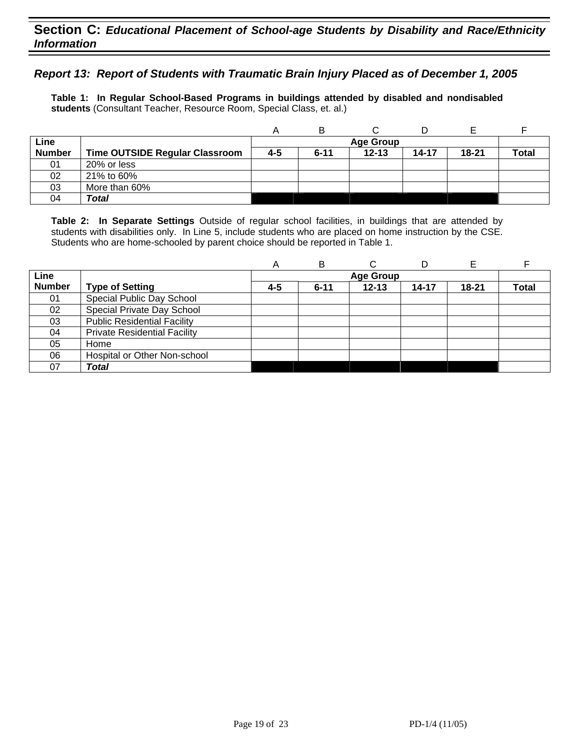## Section C: *Educational Placement of School-age Students by Disability and Race/Ethnicity Information*

### *Report 13: Report of Students with Traumatic Brain Injury Placed as of December 1, 2005*

**Table 1: In Regular School-Based Programs in buildings attended by disabled and nondisabled students** (Consultant Teacher, Resource Room, Special Class, et. al.)

| | | A | B | C | D | E | F |
|---|---|---|---|---|---|---|---|
| **Line** | | **Age Group** | | | | | |
| **Number** | **Time OUTSIDE Regular Classroom** | **4-5** | **6-11** | **12-13** | **14-17** | **18-21** | **Total** |
| 01 | 20% or less | | | | | | |
| 02 | 21% to 60% | | | | | | |
| 03 | More than 60% | | | | | | |
| 04 | ***Total*** | | | | | | |

**Table 2: In Separate Settings** Outside of regular school facilities, in buildings that are attended by students with disabilities only. In Line 5, include students who are placed on home instruction by the CSE. Students who are home-schooled by parent choice should be reported in Table 1.

| | | A | B | C | D | E | F |
|---|---|---|---|---|---|---|---|
| **Line** | | **Age Group** | | | | | |
| **Number** | **Type of Setting** | **4-5** | **6-11** | **12-13** | **14-17** | **18-21** | **Total** |
| 01 | Special Public Day School | | | | | | |
| 02 | Special Private Day School | | | | | | |
| 03 | Public Residential Facility | | | | | | |
| 04 | Private Residential Facility | | | | | | |
| 05 | Home | | | | | | |
| 06 | Hospital or Other Non-school | | | | | | |
| 07 | ***Total*** | | | | | | |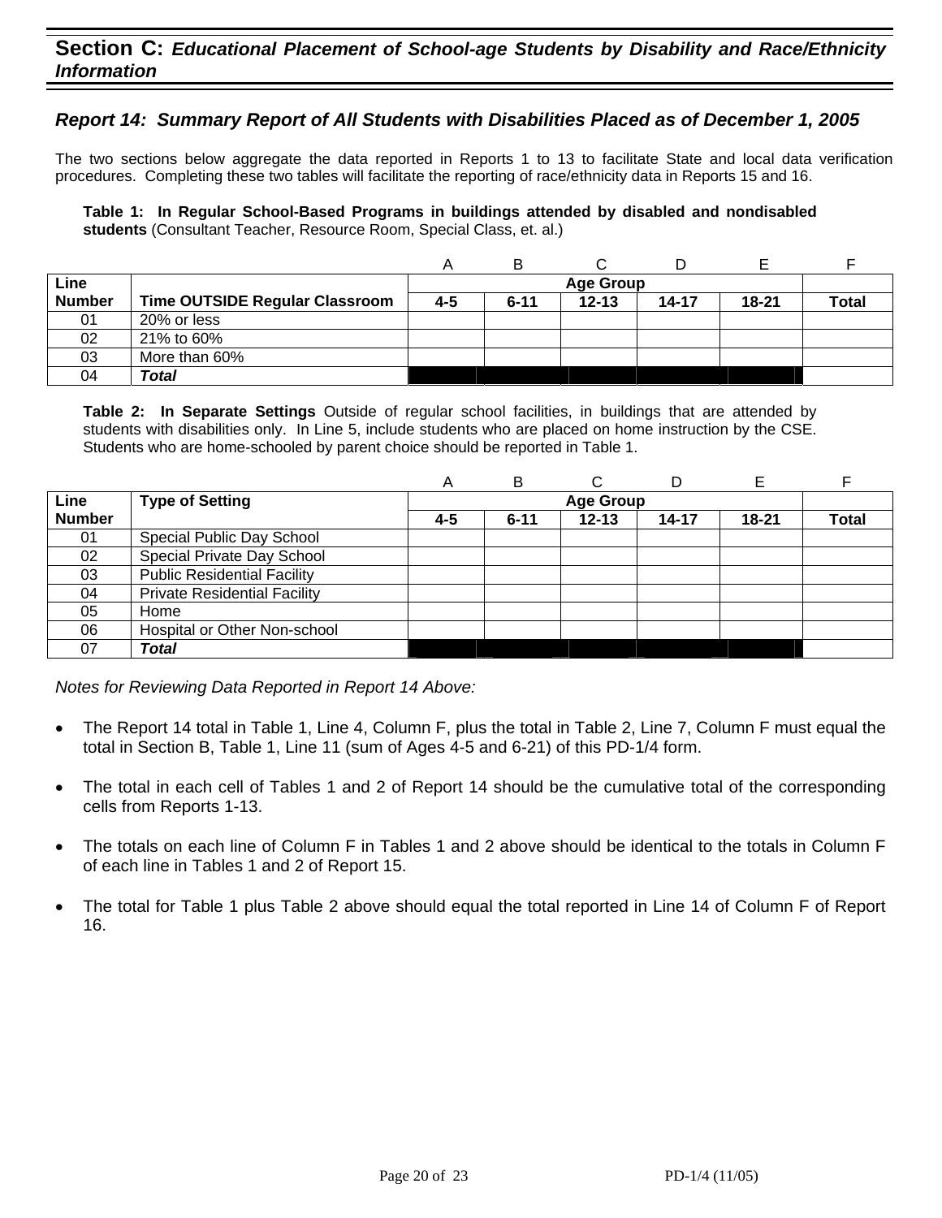## Section C: *Educational Placement of School-age Students by Disability and Race/Ethnicity Information*

### *Report 14: Summary Report of All Students with Disabilities Placed as of December 1, 2005*

The two sections below aggregate the data reported in Reports 1 to 13 to facilitate State and local data verification procedures. Completing these two tables will facilitate the reporting of race/ethnicity data in Reports 15 and 16.

**Table 1: In Regular School-Based Programs in buildings attended by disabled and nondisabled students** (Consultant Teacher, Resource Room, Special Class, et. al.)

| | | A | B | C | D | E | F |
|---|---|---|---|---|---|---|---|
| **Line Number** | **Time OUTSIDE Regular Classroom** | **Age Group** | | | | | |
| | | **4-5** | **6-11** | **12-13** | **14-17** | **18-21** | **Total** |
| 01 | 20% or less | | | | | | |
| 02 | 21% to 60% | | | | | | |
| 03 | More than 60% | | | | | | |
| 04 | ***Total*** | | | | | | |

**Table 2: In Separate Settings** Outside of regular school facilities, in buildings that are attended by students with disabilities only. In Line 5, include students who are placed on home instruction by the CSE. Students who are home-schooled by parent choice should be reported in Table 1.

| | | A | B | C | D | E | F |
|---|---|---|---|---|---|---|---|
| **Line Number** | **Type of Setting** | **Age Group** | | | | | |
| | | **4-5** | **6-11** | **12-13** | **14-17** | **18-21** | **Total** |
| 01 | Special Public Day School | | | | | | |
| 02 | Special Private Day School | | | | | | |
| 03 | Public Residential Facility | | | | | | |
| 04 | Private Residential Facility | | | | | | |
| 05 | Home | | | | | | |
| 06 | Hospital or Other Non-school | | | | | | |
| 07 | ***Total*** | | | | | | |

*Notes for Reviewing Data Reported in Report 14 Above:*

- The Report 14 total in Table 1, Line 4, Column F, plus the total in Table 2, Line 7, Column F must equal the total in Section B, Table 1, Line 11 (sum of Ages 4-5 and 6-21) of this PD-1/4 form.
- The total in each cell of Tables 1 and 2 of Report 14 should be the cumulative total of the corresponding cells from Reports 1-13.
- The totals on each line of Column F in Tables 1 and 2 above should be identical to the totals in Column F of each line in Tables 1 and 2 of Report 15.
- The total for Table 1 plus Table 2 above should equal the total reported in Line 14 of Column F of Report 16.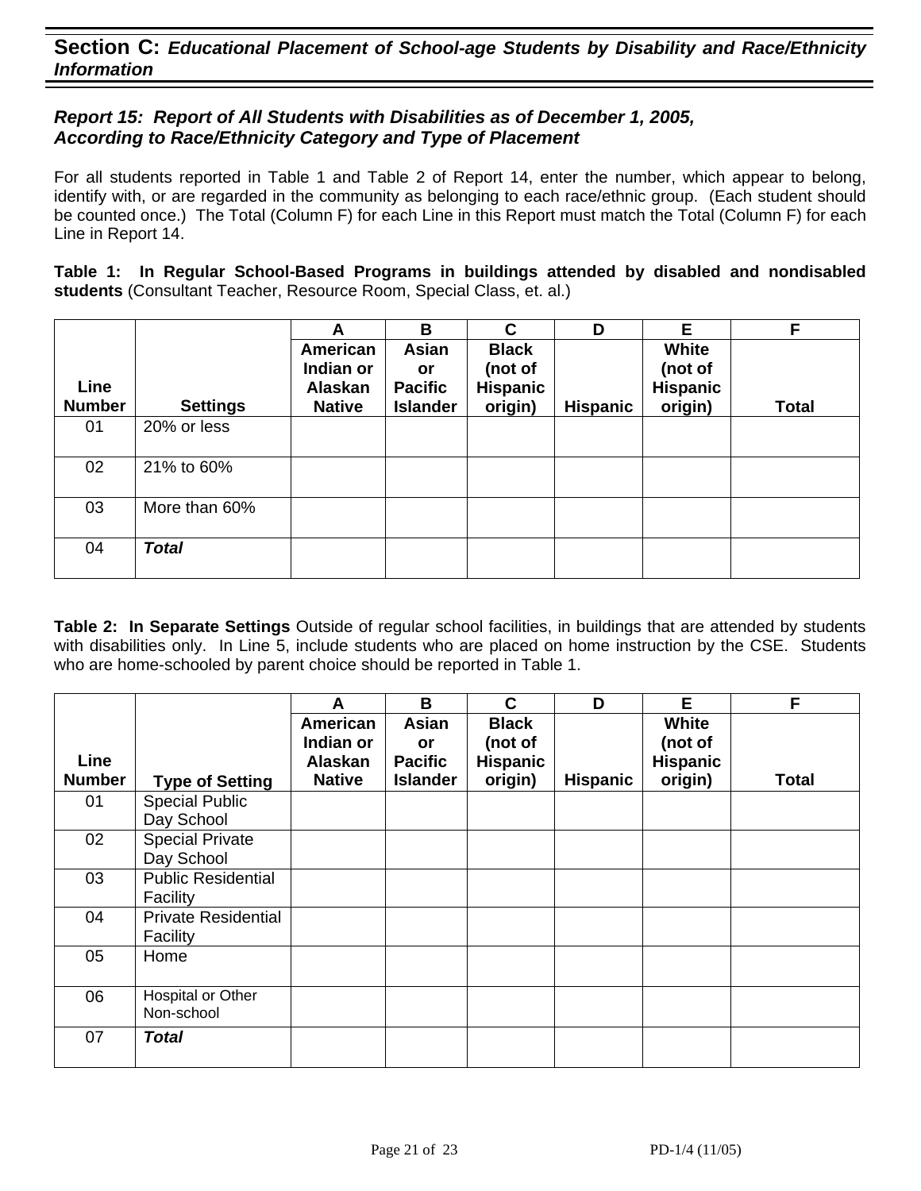## Section C: *Educational Placement of School-age Students by Disability and Race/Ethnicity Information*

### *Report 15: Report of All Students with Disabilities as of December 1, 2005, According to Race/Ethnicity Category and Type of Placement*

For all students reported in Table 1 and Table 2 of Report 14, enter the number, which appear to belong, identify with, or are regarded in the community as belonging to each race/ethnic group. (Each student should be counted once.) The Total (Column F) for each Line in this Report must match the Total (Column F) for each Line in Report 14.

**Table 1: In Regular School-Based Programs in buildings attended by disabled and nondisabled students** (Consultant Teacher, Resource Room, Special Class, et. al.)

| | | A | B | C | D | E | F |
|---|---|---|---|---|---|---|---|
| **Line Number** | **Settings** | **American Indian or Alaskan Native** | **Asian or Pacific Islander** | **Black (not of Hispanic origin)** | **Hispanic** | **White (not of Hispanic origin)** | **Total** |
| 01 | 20% or less | | | | | | |
| 02 | 21% to 60% | | | | | | |
| 03 | More than 60% | | | | | | |
| 04 | ***Total*** | | | | | | |

**Table 2: In Separate Settings** Outside of regular school facilities, in buildings that are attended by students with disabilities only. In Line 5, include students who are placed on home instruction by the CSE. Students who are home-schooled by parent choice should be reported in Table 1.

| | | A | B | C | D | E | F |
|---|---|---|---|---|---|---|---|
| **Line Number** | **Type of Setting** | **American Indian or Alaskan Native** | **Asian or Pacific Islander** | **Black (not of Hispanic origin)** | **Hispanic** | **White (not of Hispanic origin)** | **Total** |
| 01 | Special Public Day School | | | | | | |
| 02 | Special Private Day School | | | | | | |
| 03 | Public Residential Facility | | | | | | |
| 04 | Private Residential Facility | | | | | | |
| 05 | Home | | | | | | |
| 06 | Hospital or Other Non-school | | | | | | |
| 07 | ***Total*** | | | | | | |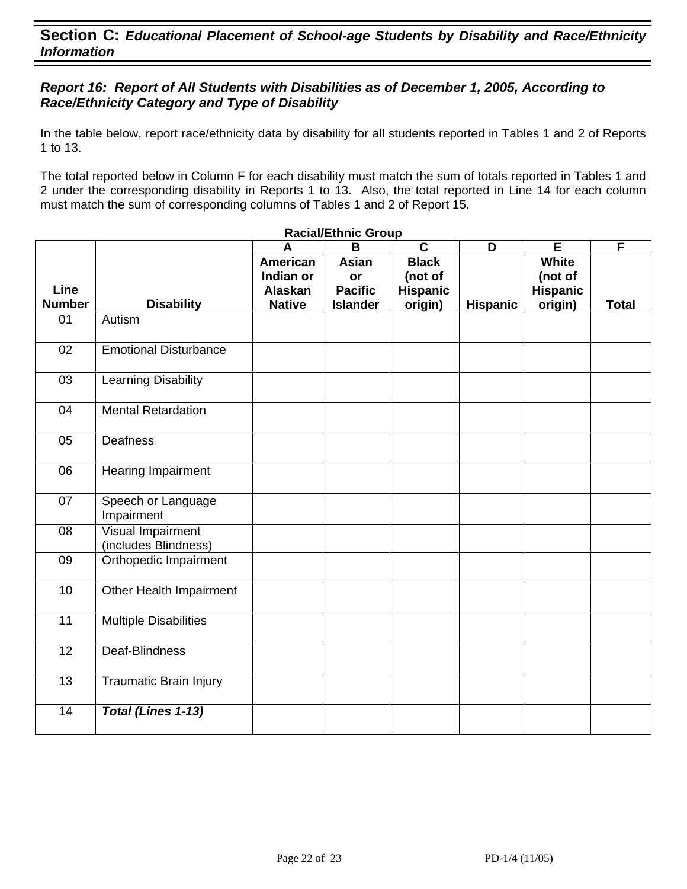## Section C: *Educational Placement of School-age Students by Disability and Race/Ethnicity Information*

### *Report 16: Report of All Students with Disabilities as of December 1, 2005, According to Race/Ethnicity Category and Type of Disability*

In the table below, report race/ethnicity data by disability for all students reported in Tables 1 and 2 of Reports 1 to 13.

The total reported below in Column F for each disability must match the sum of totals reported in Tables 1 and 2 under the corresponding disability in Reports 1 to 13. Also, the total reported in Line 14 for each column must match the sum of corresponding columns of Tables 1 and 2 of Report 15.

**Racial/Ethnic Group**

| | | A | B | C | D | E | F |
|---|---|---|---|---|---|---|---|
| **Line Number** | **Disability** | **American Indian or Alaskan Native** | **Asian or Pacific Islander** | **Black (not of Hispanic origin)** | **Hispanic** | **White (not of Hispanic origin)** | **Total** |
| 01 | Autism | | | | | | |
| 02 | Emotional Disturbance | | | | | | |
| 03 | Learning Disability | | | | | | |
| 04 | Mental Retardation | | | | | | |
| 05 | Deafness | | | | | | |
| 06 | Hearing Impairment | | | | | | |
| 07 | Speech or Language Impairment | | | | | | |
| 08 | Visual Impairment (includes Blindness) | | | | | | |
| 09 | Orthopedic Impairment | | | | | | |
| 10 | Other Health Impairment | | | | | | |
| 11 | Multiple Disabilities | | | | | | |
| 12 | Deaf-Blindness | | | | | | |
| 13 | Traumatic Brain Injury | | | | | | |
| 14 | ***Total (Lines 1-13)*** | | | | | | |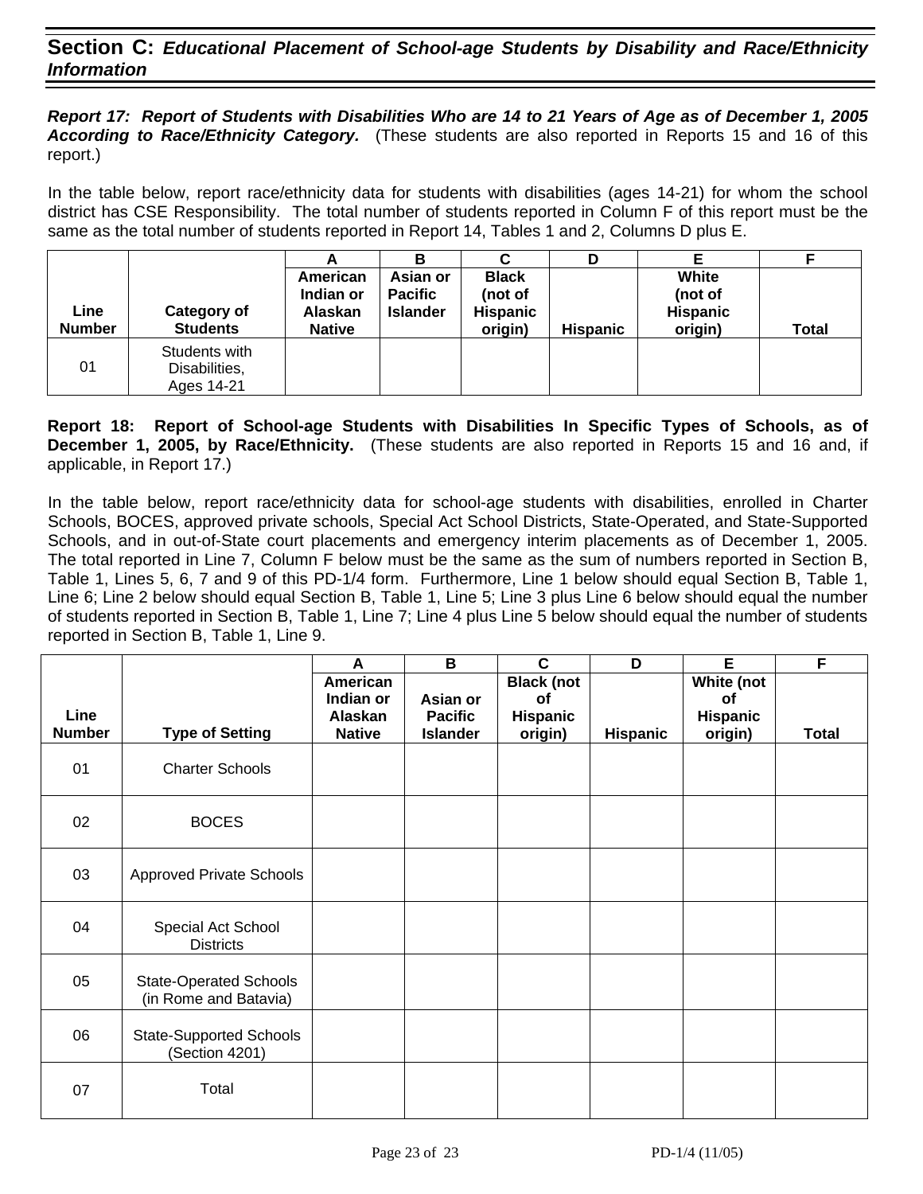## Section C: *Educational Placement of School-age Students by Disability and Race/Ethnicity Information*

***Report 17: Report of Students with Disabilities Who are 14 to 21 Years of Age as of December 1, 2005 According to Race/Ethnicity Category.*** (These students are also reported in Reports 15 and 16 of this report.)

In the table below, report race/ethnicity data for students with disabilities (ages 14-21) for whom the school district has CSE Responsibility. The total number of students reported in Column F of this report must be the same as the total number of students reported in Report 14, Tables 1 and 2, Columns D plus E.

| | | A | B | C | D | E | F |
|---|---|---|---|---|---|---|---|
| **Line Number** | **Category of Students** | **American Indian or Alaskan Native** | **Asian or Pacific Islander** | **Black (not of Hispanic origin)** | **Hispanic** | **White (not of Hispanic origin)** | **Total** |
| 01 | Students with Disabilities, Ages 14-21 | | | | | | |

**Report 18: Report of School-age Students with Disabilities In Specific Types of Schools, as of December 1, 2005, by Race/Ethnicity.** (These students are also reported in Reports 15 and 16 and, if applicable, in Report 17.)

In the table below, report race/ethnicity data for school-age students with disabilities, enrolled in Charter Schools, BOCES, approved private schools, Special Act School Districts, State-Operated, and State-Supported Schools, and in out-of-State court placements and emergency interim placements as of December 1, 2005. The total reported in Line 7, Column F below must be the same as the sum of numbers reported in Section B, Table 1, Lines 5, 6, 7 and 9 of this PD-1/4 form. Furthermore, Line 1 below should equal Section B, Table 1, Line 6; Line 2 below should equal Section B, Table 1, Line 5; Line 3 plus Line 6 below should equal the number of students reported in Section B, Table 1, Line 7; Line 4 plus Line 5 below should equal the number of students reported in Section B, Table 1, Line 9.

| | | A | B | C | D | E | F |
|---|---|---|---|---|---|---|---|
| **Line Number** | **Type of Setting** | **American Indian or Alaskan Native** | **Asian or Pacific Islander** | **Black (not of Hispanic origin)** | **Hispanic** | **White (not of Hispanic origin)** | **Total** |
| 01 | Charter Schools | | | | | | |
| 02 | BOCES | | | | | | |
| 03 | Approved Private Schools | | | | | | |
| 04 | Special Act School Districts | | | | | | |
| 05 | State-Operated Schools (in Rome and Batavia) | | | | | | |
| 06 | State-Supported Schools (Section 4201) | | | | | | |
| 07 | Total | | | | | | |